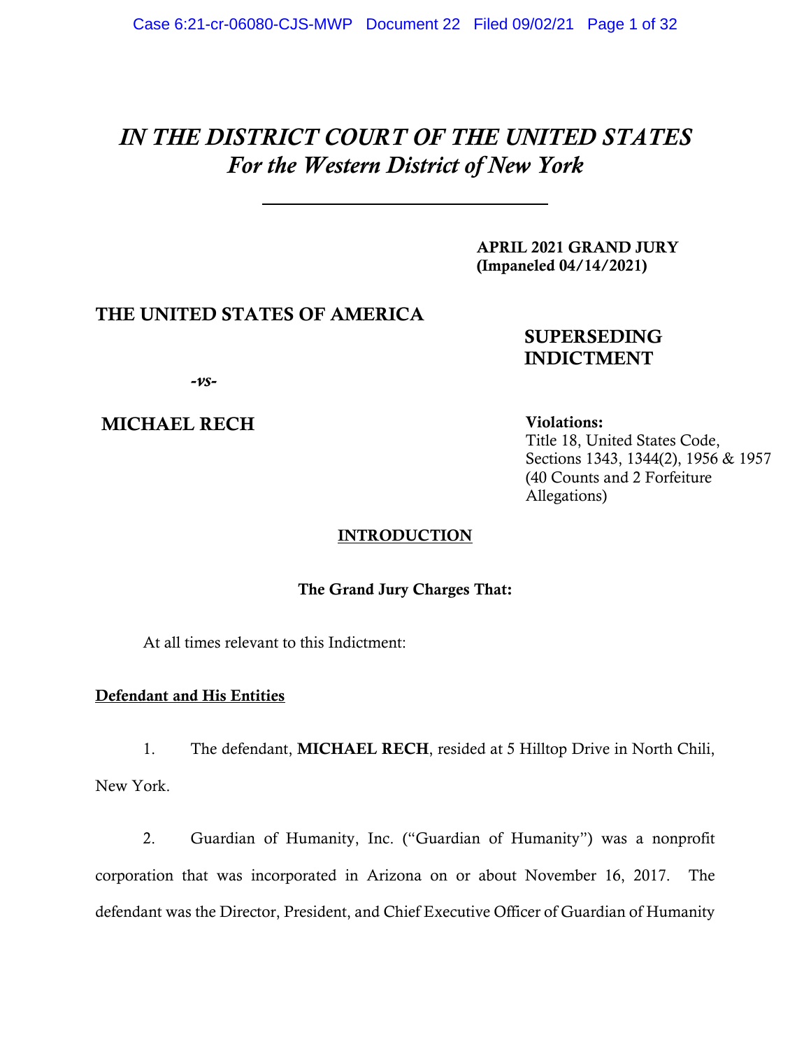# *IN THE DISTRICT COURT OF THE UNITED STATES*
## *For the Western District of New York*

---

**APRIL 2021 GRAND JURY**
**(Impaneled 04/14/2021)**

**THE UNITED STATES OF AMERICA**

*-vs-*

**MICHAEL RECH**

**SUPERSEDING INDICTMENT**

**Violations:**
Title 18, United States Code, Sections 1343, 1344(2), 1956 & 1957 (40 Counts and 2 Forfeiture Allegations)

### INTRODUCTION

**The Grand Jury Charges That:**

At all times relevant to this Indictment:

**Defendant and His Entities**

1. The defendant, **MICHAEL RECH**, resided at 5 Hilltop Drive in North Chili, New York.

2. Guardian of Humanity, Inc. ("Guardian of Humanity") was a nonprofit corporation that was incorporated in Arizona on or about November 16, 2017. The defendant was the Director, President, and Chief Executive Officer of Guardian of Humanity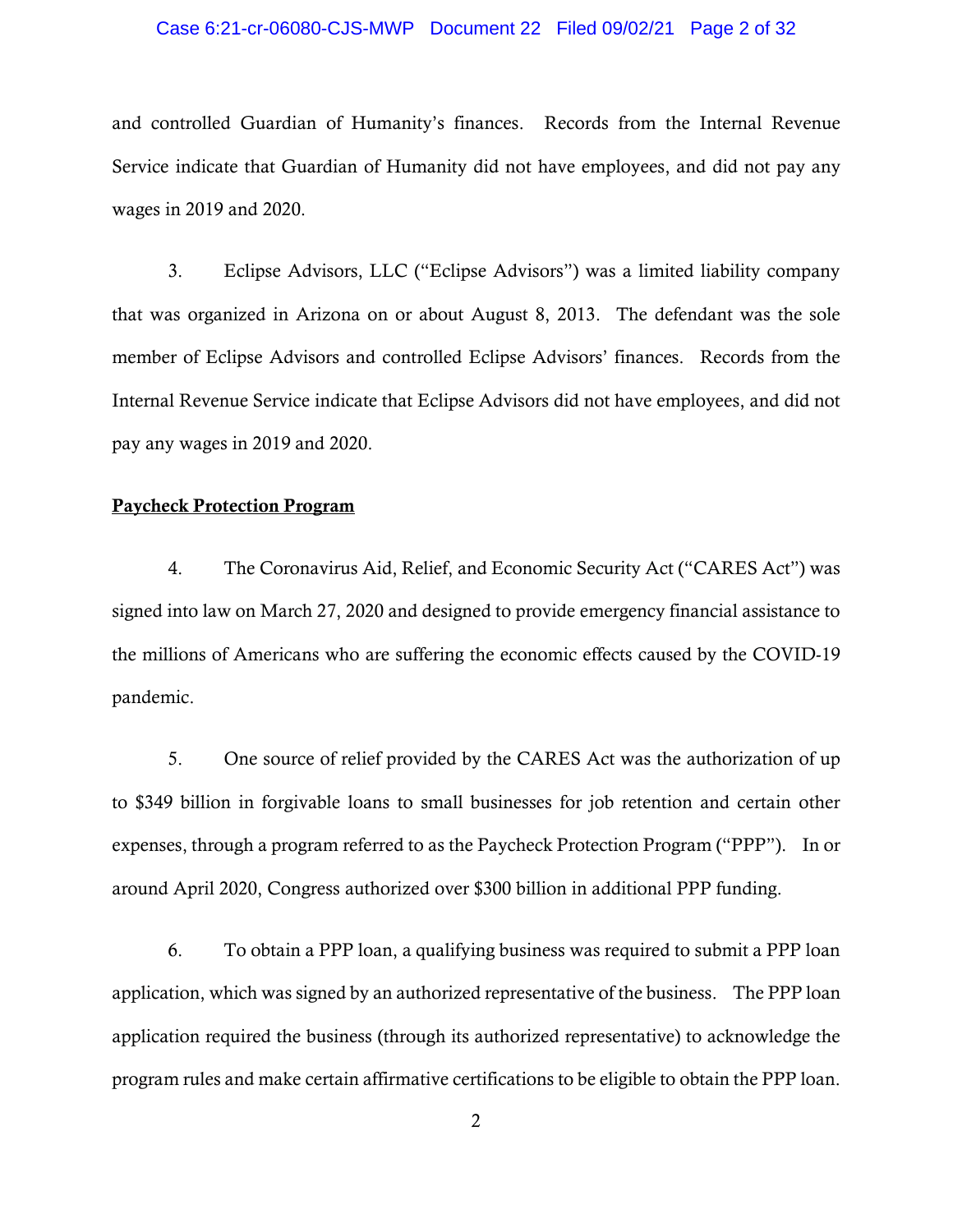and controlled Guardian of Humanity's finances. Records from the Internal Revenue Service indicate that Guardian of Humanity did not have employees, and did not pay any wages in 2019 and 2020.

3. Eclipse Advisors, LLC ("Eclipse Advisors") was a limited liability company that was organized in Arizona on or about August 8, 2013. The defendant was the sole member of Eclipse Advisors and controlled Eclipse Advisors' finances. Records from the Internal Revenue Service indicate that Eclipse Advisors did not have employees, and did not pay any wages in 2019 and 2020.

**Paycheck Protection Program**

4. The Coronavirus Aid, Relief, and Economic Security Act ("CARES Act") was signed into law on March 27, 2020 and designed to provide emergency financial assistance to the millions of Americans who are suffering the economic effects caused by the COVID-19 pandemic.

5. One source of relief provided by the CARES Act was the authorization of up to $349 billion in forgivable loans to small businesses for job retention and certain other expenses, through a program referred to as the Paycheck Protection Program ("PPP"). In or around April 2020, Congress authorized over $300 billion in additional PPP funding.

6. To obtain a PPP loan, a qualifying business was required to submit a PPP loan application, which was signed by an authorized representative of the business. The PPP loan application required the business (through its authorized representative) to acknowledge the program rules and make certain affirmative certifications to be eligible to obtain the PPP loan.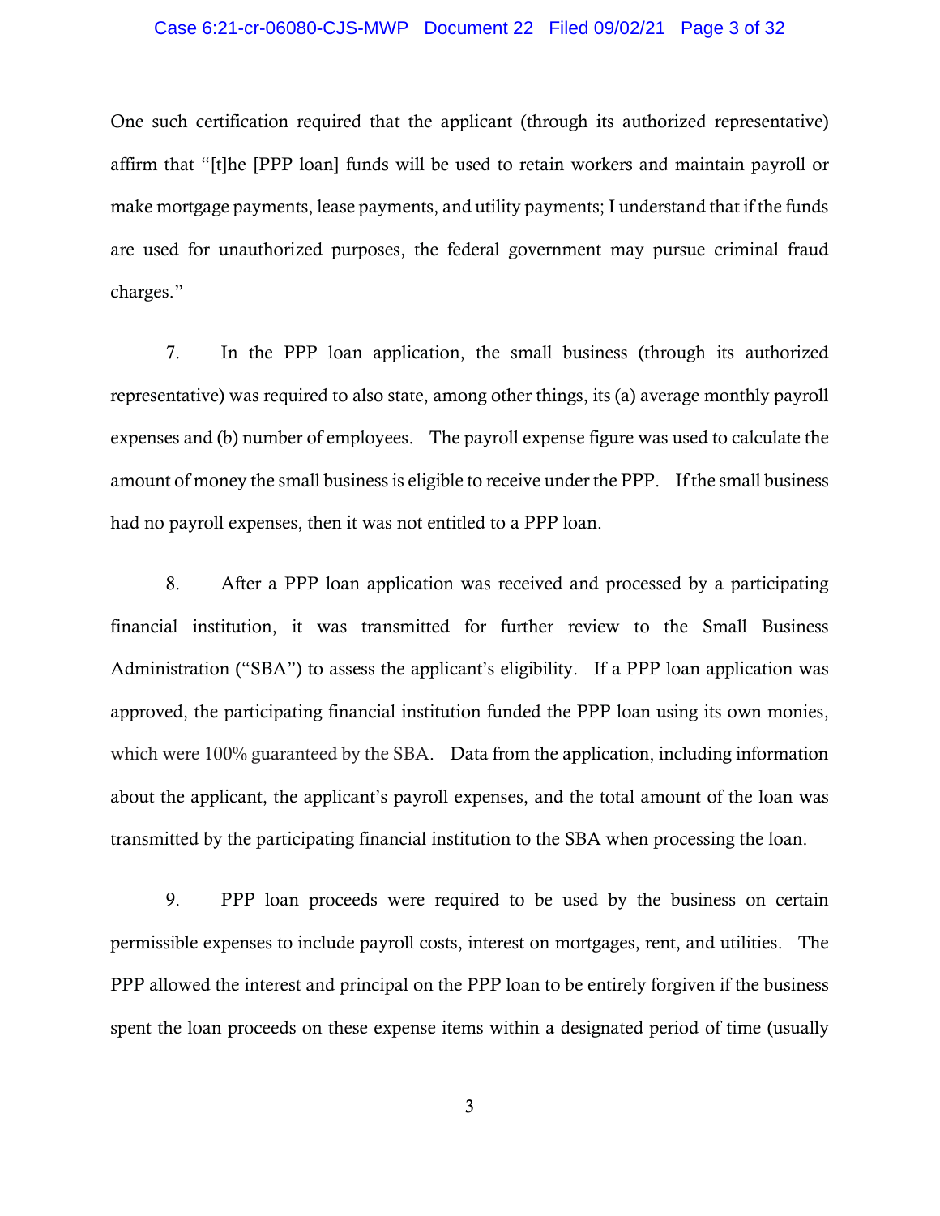One such certification required that the applicant (through its authorized representative) affirm that "[t]he [PPP loan] funds will be used to retain workers and maintain payroll or make mortgage payments, lease payments, and utility payments; I understand that if the funds are used for unauthorized purposes, the federal government may pursue criminal fraud charges."

7. In the PPP loan application, the small business (through its authorized representative) was required to also state, among other things, its (a) average monthly payroll expenses and (b) number of employees. The payroll expense figure was used to calculate the amount of money the small business is eligible to receive under the PPP. If the small business had no payroll expenses, then it was not entitled to a PPP loan.

8. After a PPP loan application was received and processed by a participating financial institution, it was transmitted for further review to the Small Business Administration ("SBA") to assess the applicant's eligibility. If a PPP loan application was approved, the participating financial institution funded the PPP loan using its own monies, which were 100% guaranteed by the SBA. Data from the application, including information about the applicant, the applicant's payroll expenses, and the total amount of the loan was transmitted by the participating financial institution to the SBA when processing the loan.

9. PPP loan proceeds were required to be used by the business on certain permissible expenses to include payroll costs, interest on mortgages, rent, and utilities. The PPP allowed the interest and principal on the PPP loan to be entirely forgiven if the business spent the loan proceeds on these expense items within a designated period of time (usually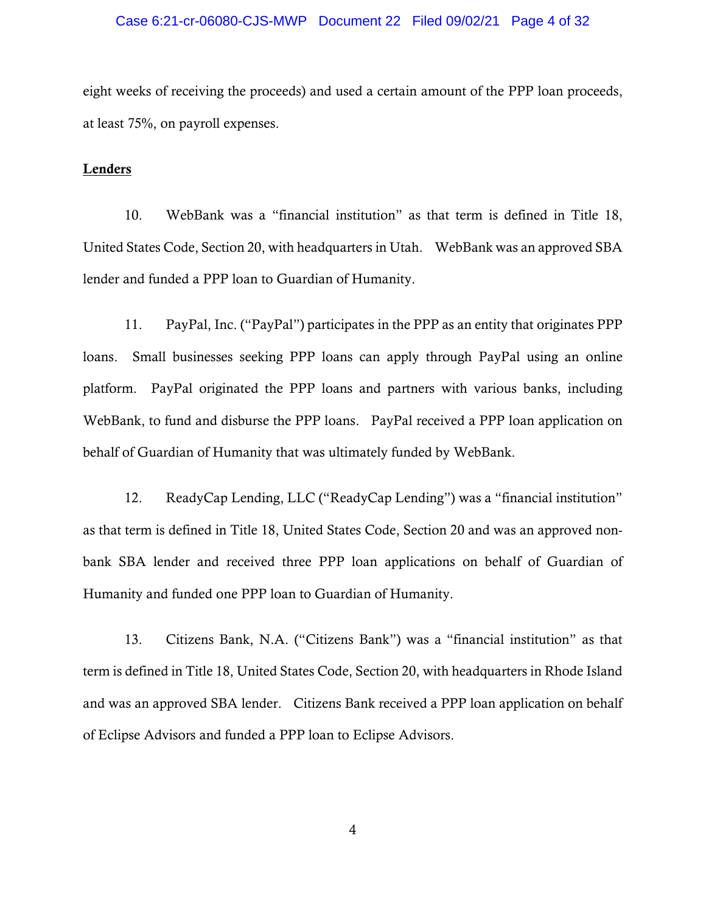eight weeks of receiving the proceeds) and used a certain amount of the PPP loan proceeds, at least 75%, on payroll expenses.

**Lenders**

10. WebBank was a "financial institution" as that term is defined in Title 18, United States Code, Section 20, with headquarters in Utah. WebBank was an approved SBA lender and funded a PPP loan to Guardian of Humanity.

11. PayPal, Inc. ("PayPal") participates in the PPP as an entity that originates PPP loans. Small businesses seeking PPP loans can apply through PayPal using an online platform. PayPal originated the PPP loans and partners with various banks, including WebBank, to fund and disburse the PPP loans. PayPal received a PPP loan application on behalf of Guardian of Humanity that was ultimately funded by WebBank.

12. ReadyCap Lending, LLC ("ReadyCap Lending") was a "financial institution" as that term is defined in Title 18, United States Code, Section 20 and was an approved non-bank SBA lender and received three PPP loan applications on behalf of Guardian of Humanity and funded one PPP loan to Guardian of Humanity.

13. Citizens Bank, N.A. ("Citizens Bank") was a "financial institution" as that term is defined in Title 18, United States Code, Section 20, with headquarters in Rhode Island and was an approved SBA lender. Citizens Bank received a PPP loan application on behalf of Eclipse Advisors and funded a PPP loan to Eclipse Advisors.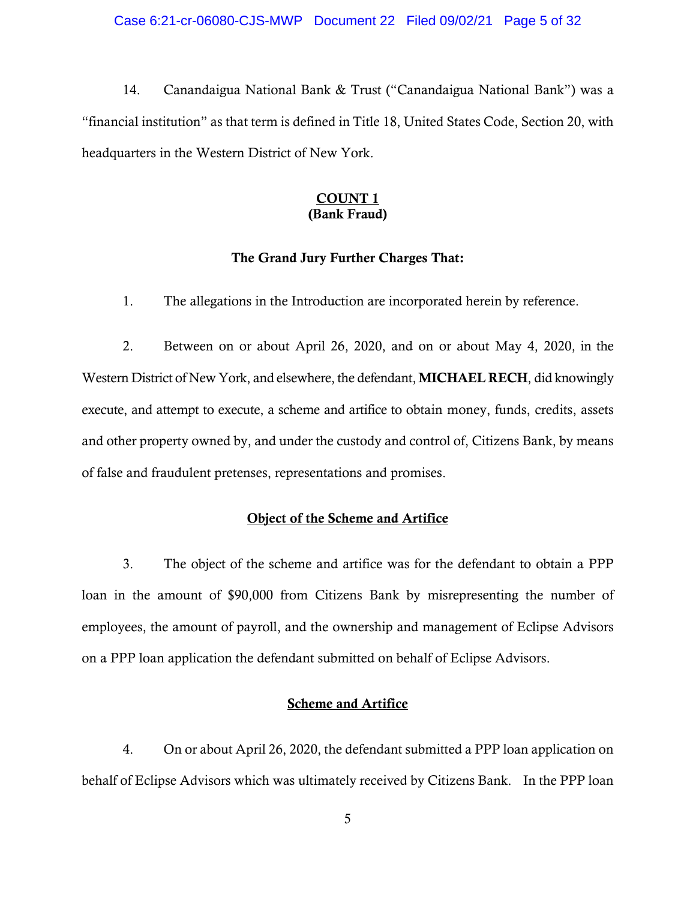14. Canandaigua National Bank & Trust ("Canandaigua National Bank") was a "financial institution" as that term is defined in Title 18, United States Code, Section 20, with headquarters in the Western District of New York.

## COUNT 1
### (Bank Fraud)

**The Grand Jury Further Charges That:**

1. The allegations in the Introduction are incorporated herein by reference.

2. Between on or about April 26, 2020, and on or about May 4, 2020, in the Western District of New York, and elsewhere, the defendant, **MICHAEL RECH**, did knowingly execute, and attempt to execute, a scheme and artifice to obtain money, funds, credits, assets and other property owned by, and under the custody and control of, Citizens Bank, by means of false and fraudulent pretenses, representations and promises.

### Object of the Scheme and Artifice

3. The object of the scheme and artifice was for the defendant to obtain a PPP loan in the amount of $90,000 from Citizens Bank by misrepresenting the number of employees, the amount of payroll, and the ownership and management of Eclipse Advisors on a PPP loan application the defendant submitted on behalf of Eclipse Advisors.

### Scheme and Artifice

4. On or about April 26, 2020, the defendant submitted a PPP loan application on behalf of Eclipse Advisors which was ultimately received by Citizens Bank. In the PPP loan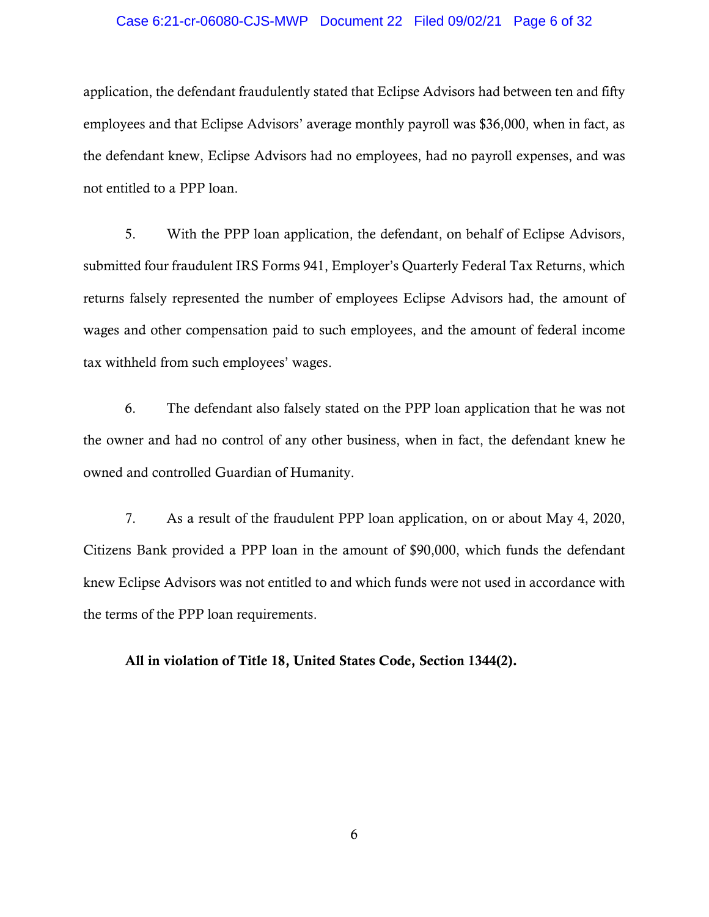application, the defendant fraudulently stated that Eclipse Advisors had between ten and fifty employees and that Eclipse Advisors' average monthly payroll was $36,000, when in fact, as the defendant knew, Eclipse Advisors had no employees, had no payroll expenses, and was not entitled to a PPP loan.

5. With the PPP loan application, the defendant, on behalf of Eclipse Advisors, submitted four fraudulent IRS Forms 941, Employer's Quarterly Federal Tax Returns, which returns falsely represented the number of employees Eclipse Advisors had, the amount of wages and other compensation paid to such employees, and the amount of federal income tax withheld from such employees' wages.

6. The defendant also falsely stated on the PPP loan application that he was not the owner and had no control of any other business, when in fact, the defendant knew he owned and controlled Guardian of Humanity.

7. As a result of the fraudulent PPP loan application, on or about May 4, 2020, Citizens Bank provided a PPP loan in the amount of $90,000, which funds the defendant knew Eclipse Advisors was not entitled to and which funds were not used in accordance with the terms of the PPP loan requirements.

**All in violation of Title 18, United States Code, Section 1344(2).**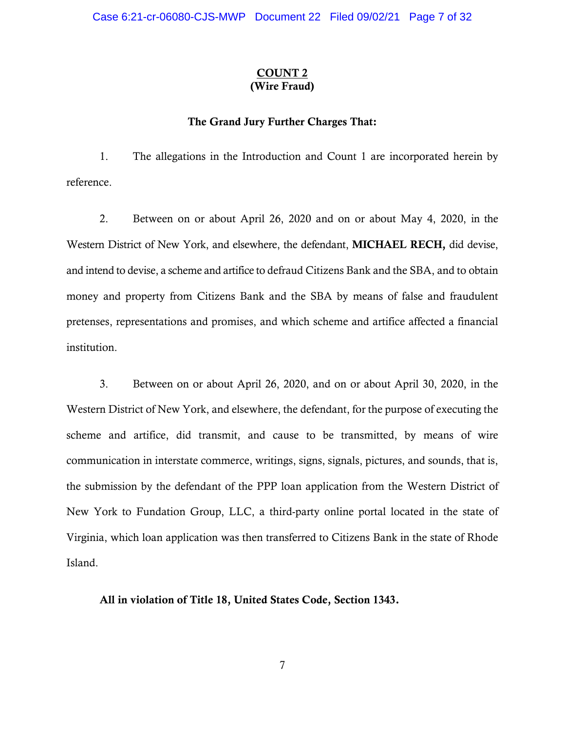**COUNT 2**
**(Wire Fraud)**

**The Grand Jury Further Charges That:**

1. The allegations in the Introduction and Count 1 are incorporated herein by reference.

2. Between on or about April 26, 2020 and on or about May 4, 2020, in the Western District of New York, and elsewhere, the defendant, **MICHAEL RECH,** did devise, and intend to devise, a scheme and artifice to defraud Citizens Bank and the SBA, and to obtain money and property from Citizens Bank and the SBA by means of false and fraudulent pretenses, representations and promises, and which scheme and artifice affected a financial institution.

3. Between on or about April 26, 2020, and on or about April 30, 2020, in the Western District of New York, and elsewhere, the defendant, for the purpose of executing the scheme and artifice, did transmit, and cause to be transmitted, by means of wire communication in interstate commerce, writings, signs, signals, pictures, and sounds, that is, the submission by the defendant of the PPP loan application from the Western District of New York to Fundation Group, LLC, a third-party online portal located in the state of Virginia, which loan application was then transferred to Citizens Bank in the state of Rhode Island.

**All in violation of Title 18, United States Code, Section 1343.**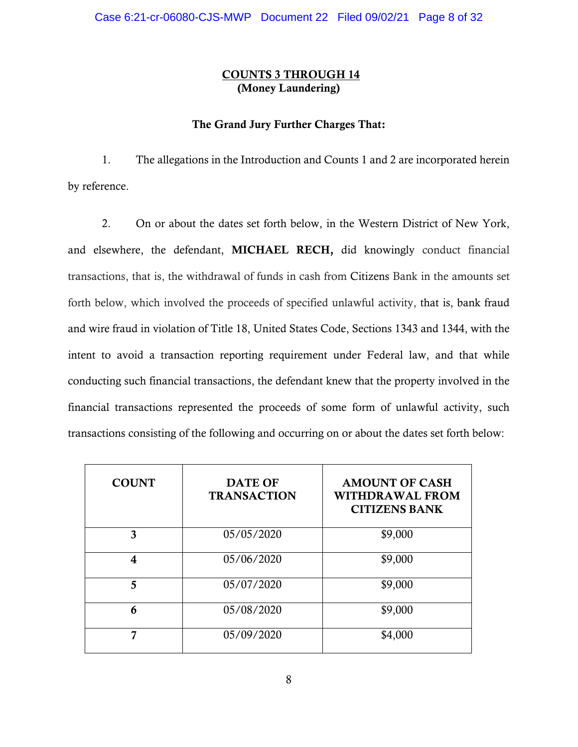## COUNTS 3 THROUGH 14
**(Money Laundering)**

**The Grand Jury Further Charges That:**

1. The allegations in the Introduction and Counts 1 and 2 are incorporated herein by reference.

2. On or about the dates set forth below, in the Western District of New York, and elsewhere, the defendant, **MICHAEL RECH,** did knowingly conduct financial transactions, that is, the withdrawal of funds in cash from Citizens Bank in the amounts set forth below, which involved the proceeds of specified unlawful activity, that is, bank fraud and wire fraud in violation of Title 18, United States Code, Sections 1343 and 1344, with the intent to avoid a transaction reporting requirement under Federal law, and that while conducting such financial transactions, the defendant knew that the property involved in the financial transactions represented the proceeds of some form of unlawful activity, such transactions consisting of the following and occurring on or about the dates set forth below:

| COUNT | DATE OF TRANSACTION | AMOUNT OF CASH WITHDRAWAL FROM CITIZENS BANK |
|---|---|---|
| **3** | 05/05/2020 | $9,000 |
| **4** | 05/06/2020 | $9,000 |
| **5** | 05/07/2020 | $9,000 |
| **6** | 05/08/2020 | $9,000 |
| **7** | 05/09/2020 | $4,000 |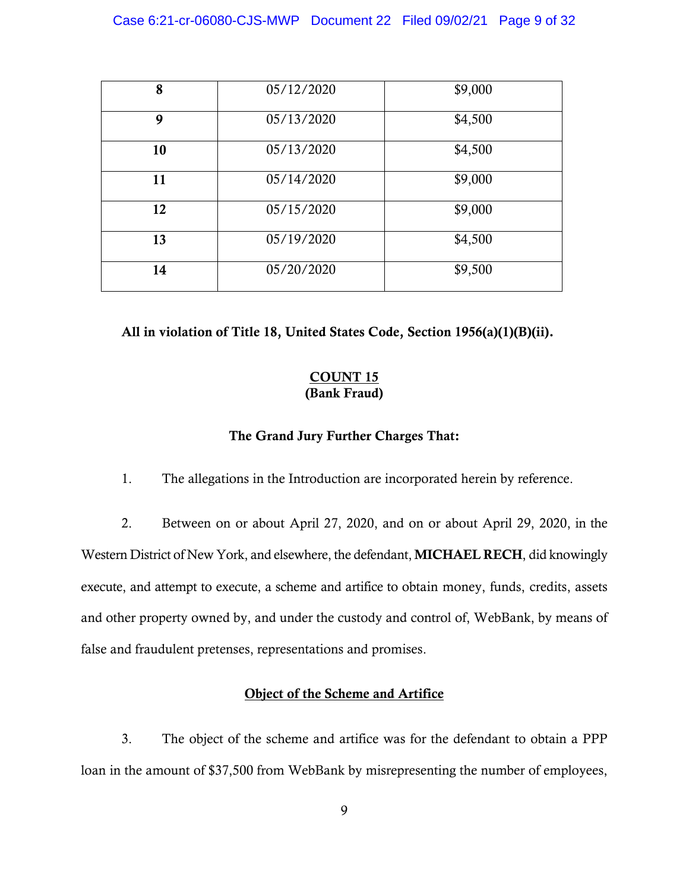| 8 | 05/12/2020 | $9,000 |
|---|---|---|
| 9 | 05/13/2020 | $4,500 |
| 10 | 05/13/2020 | $4,500 |
| 11 | 05/14/2020 | $9,000 |
| 12 | 05/15/2020 | $9,000 |
| 13 | 05/19/2020 | $4,500 |
| 14 | 05/20/2020 | $9,500 |

**All in violation of Title 18, United States Code, Section 1956(a)(1)(B)(ii).**

## COUNT 15
**(Bank Fraud)**

**The Grand Jury Further Charges That:**

1. The allegations in the Introduction are incorporated herein by reference.

2. Between on or about April 27, 2020, and on or about April 29, 2020, in the Western District of New York, and elsewhere, the defendant, **MICHAEL RECH**, did knowingly execute, and attempt to execute, a scheme and artifice to obtain money, funds, credits, assets and other property owned by, and under the custody and control of, WebBank, by means of false and fraudulent pretenses, representations and promises.

### Object of the Scheme and Artifice

3. The object of the scheme and artifice was for the defendant to obtain a PPP loan in the amount of $37,500 from WebBank by misrepresenting the number of employees,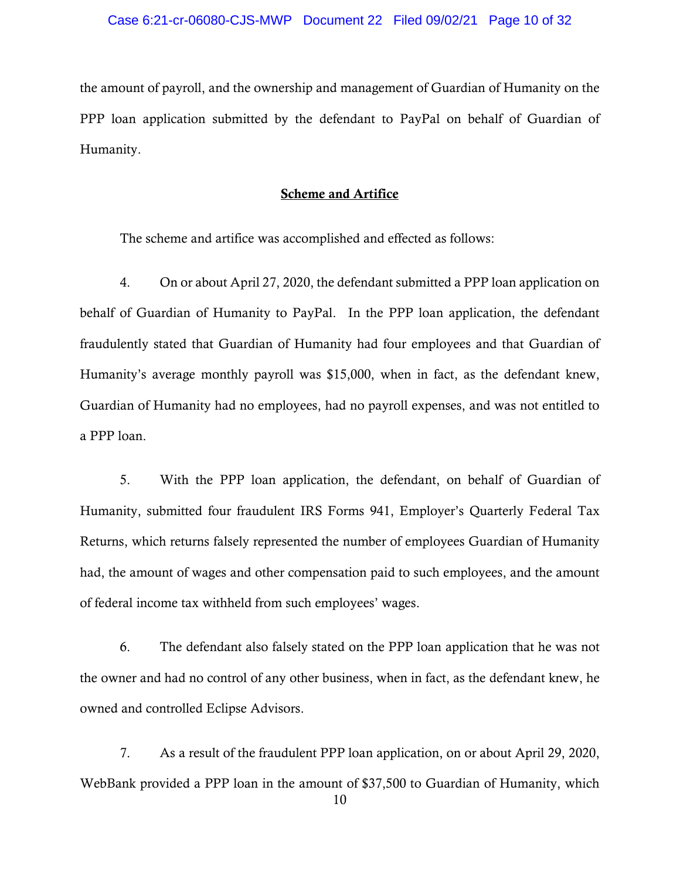the amount of payroll, and the ownership and management of Guardian of Humanity on the PPP loan application submitted by the defendant to PayPal on behalf of Guardian of Humanity.

**Scheme and Artifice**

The scheme and artifice was accomplished and effected as follows:

4. On or about April 27, 2020, the defendant submitted a PPP loan application on behalf of Guardian of Humanity to PayPal. In the PPP loan application, the defendant fraudulently stated that Guardian of Humanity had four employees and that Guardian of Humanity's average monthly payroll was $15,000, when in fact, as the defendant knew, Guardian of Humanity had no employees, had no payroll expenses, and was not entitled to a PPP loan.

5. With the PPP loan application, the defendant, on behalf of Guardian of Humanity, submitted four fraudulent IRS Forms 941, Employer's Quarterly Federal Tax Returns, which returns falsely represented the number of employees Guardian of Humanity had, the amount of wages and other compensation paid to such employees, and the amount of federal income tax withheld from such employees' wages.

6. The defendant also falsely stated on the PPP loan application that he was not the owner and had no control of any other business, when in fact, as the defendant knew, he owned and controlled Eclipse Advisors.

7. As a result of the fraudulent PPP loan application, on or about April 29, 2020, WebBank provided a PPP loan in the amount of $37,500 to Guardian of Humanity, which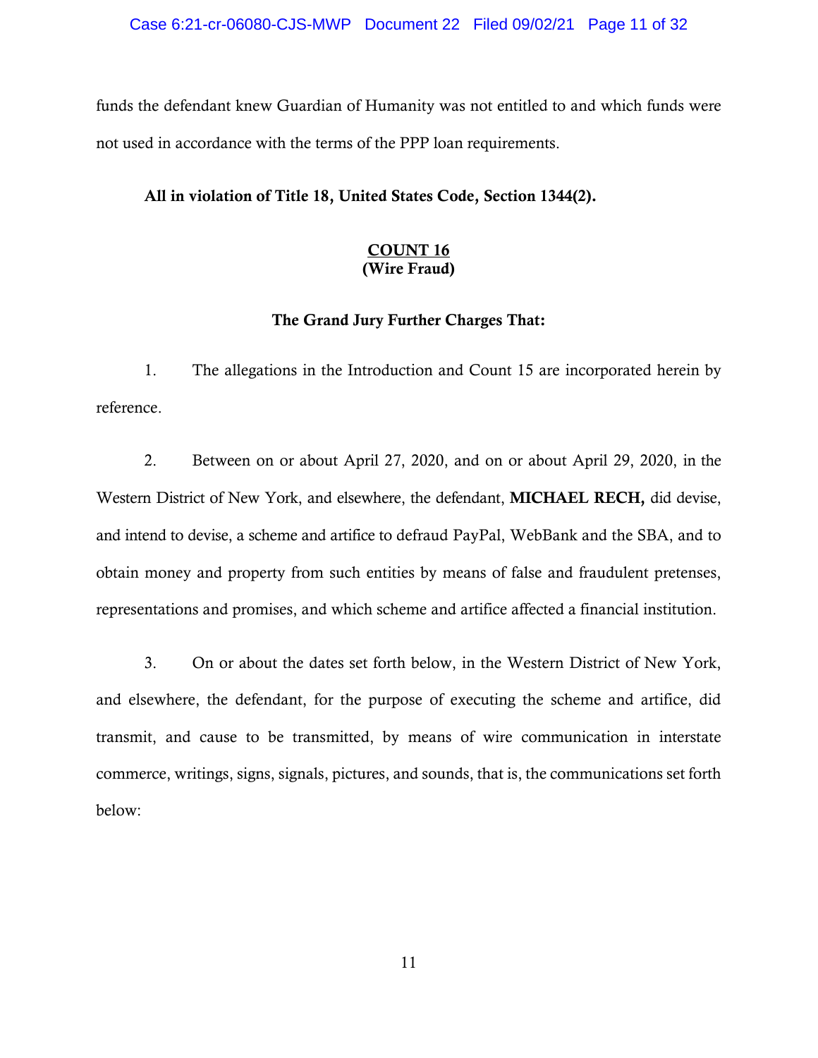funds the defendant knew Guardian of Humanity was not entitled to and which funds were not used in accordance with the terms of the PPP loan requirements.

**All in violation of Title 18, United States Code, Section 1344(2).**

## COUNT 16
**(Wire Fraud)**

**The Grand Jury Further Charges That:**

1. The allegations in the Introduction and Count 15 are incorporated herein by reference.

2. Between on or about April 27, 2020, and on or about April 29, 2020, in the Western District of New York, and elsewhere, the defendant, **MICHAEL RECH,** did devise, and intend to devise, a scheme and artifice to defraud PayPal, WebBank and the SBA, and to obtain money and property from such entities by means of false and fraudulent pretenses, representations and promises, and which scheme and artifice affected a financial institution.

3. On or about the dates set forth below, in the Western District of New York, and elsewhere, the defendant, for the purpose of executing the scheme and artifice, did transmit, and cause to be transmitted, by means of wire communication in interstate commerce, writings, signs, signals, pictures, and sounds, that is, the communications set forth below: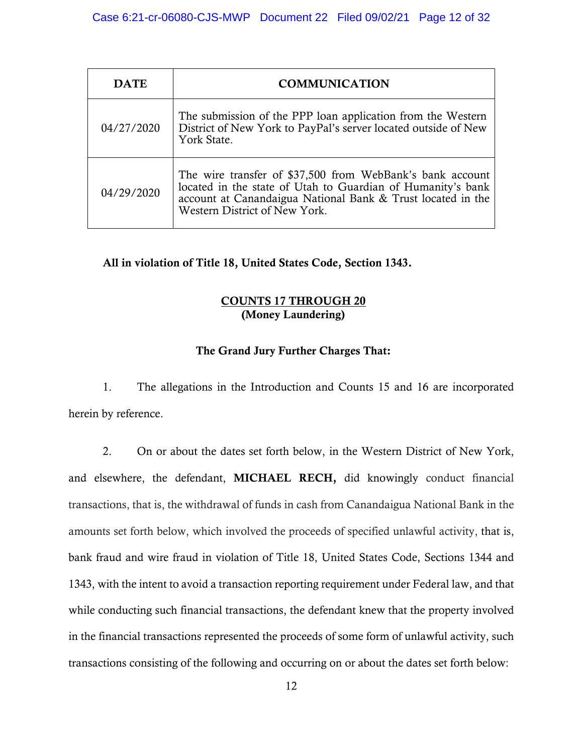| DATE | COMMUNICATION |
| --- | --- |
| 04/27/2020 | The submission of the PPP loan application from the Western District of New York to PayPal's server located outside of New York State. |
| 04/29/2020 | The wire transfer of $37,500 from WebBank's bank account located in the state of Utah to Guardian of Humanity's bank account at Canandaigua National Bank & Trust located in the Western District of New York. |

**All in violation of Title 18, United States Code, Section 1343.**

## COUNTS 17 THROUGH 20
**(Money Laundering)**

**The Grand Jury Further Charges That:**

1. The allegations in the Introduction and Counts 15 and 16 are incorporated herein by reference.

2. On or about the dates set forth below, in the Western District of New York, and elsewhere, the defendant, **MICHAEL RECH,** did knowingly conduct financial transactions, that is, the withdrawal of funds in cash from Canandaigua National Bank in the amounts set forth below, which involved the proceeds of specified unlawful activity, that is, bank fraud and wire fraud in violation of Title 18, United States Code, Sections 1344 and 1343, with the intent to avoid a transaction reporting requirement under Federal law, and that while conducting such financial transactions, the defendant knew that the property involved in the financial transactions represented the proceeds of some form of unlawful activity, such transactions consisting of the following and occurring on or about the dates set forth below: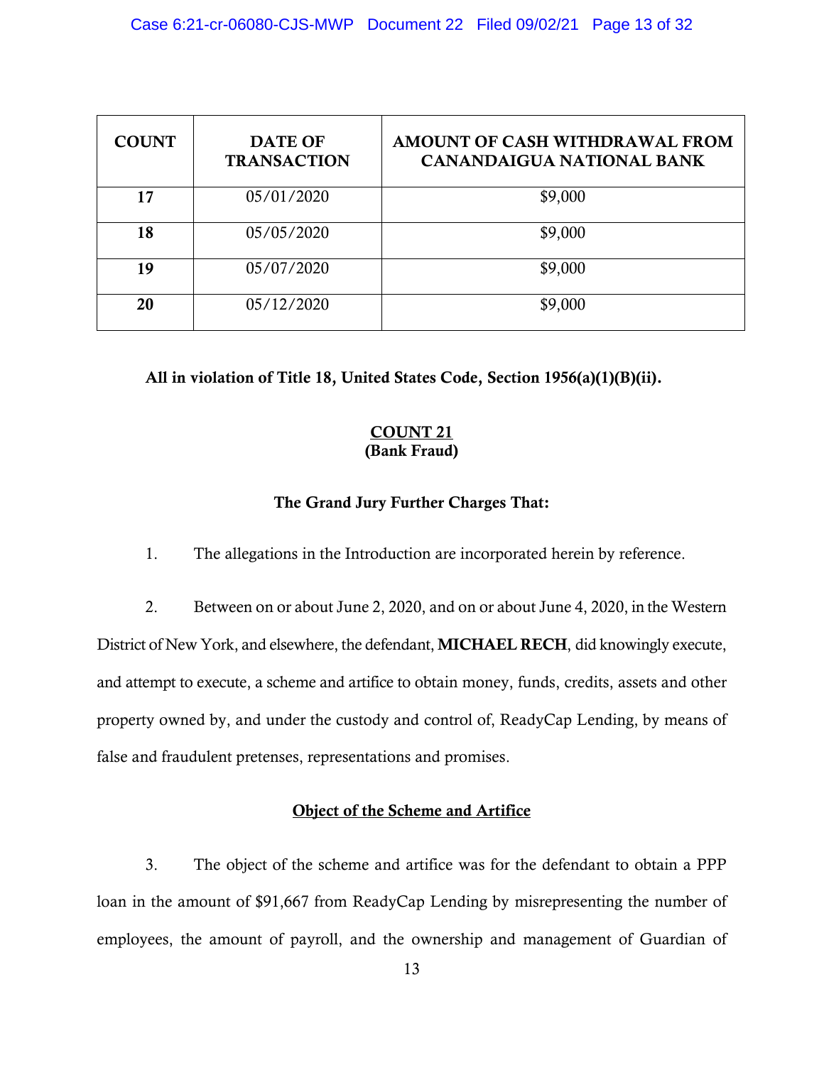| COUNT | DATE OF TRANSACTION | AMOUNT OF CASH WITHDRAWAL FROM CANANDAIGUA NATIONAL BANK |
|---|---|---|
| **17** | 05/01/2020 | $9,000 |
| **18** | 05/05/2020 | $9,000 |
| **19** | 05/07/2020 | $9,000 |
| **20** | 05/12/2020 | $9,000 |

**All in violation of Title 18, United States Code, Section 1956(a)(1)(B)(ii).**

## COUNT 21
## (Bank Fraud)

### The Grand Jury Further Charges That:

1. The allegations in the Introduction are incorporated herein by reference.

2. Between on or about June 2, 2020, and on or about June 4, 2020, in the Western District of New York, and elsewhere, the defendant, **MICHAEL RECH**, did knowingly execute, and attempt to execute, a scheme and artifice to obtain money, funds, credits, assets and other property owned by, and under the custody and control of, ReadyCap Lending, by means of false and fraudulent pretenses, representations and promises.

### Object of the Scheme and Artifice

3. The object of the scheme and artifice was for the defendant to obtain a PPP loan in the amount of $91,667 from ReadyCap Lending by misrepresenting the number of employees, the amount of payroll, and the ownership and management of Guardian of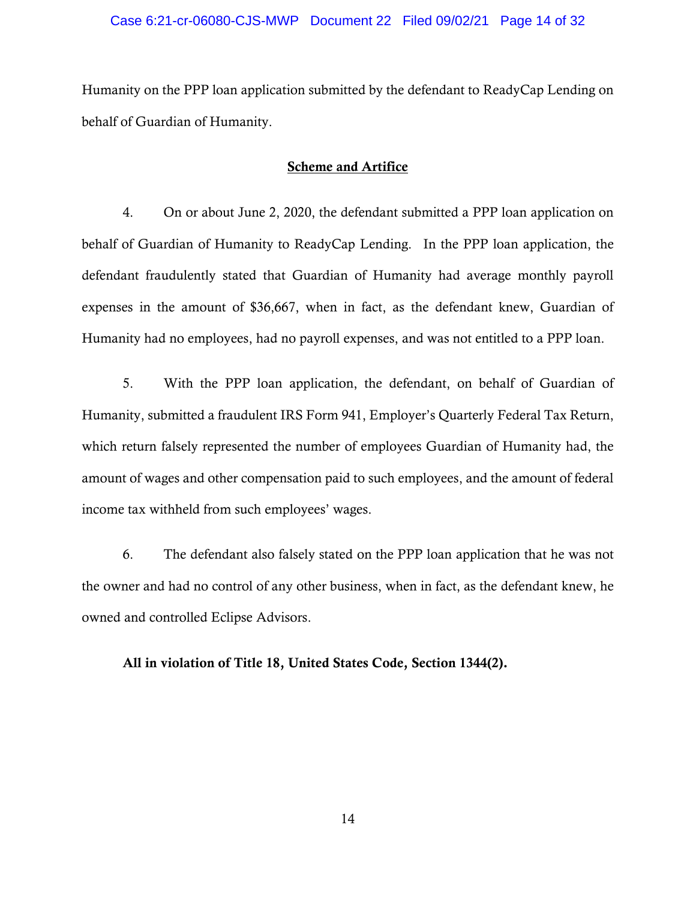Humanity on the PPP loan application submitted by the defendant to ReadyCap Lending on behalf of Guardian of Humanity.

**Scheme and Artifice**

4. On or about June 2, 2020, the defendant submitted a PPP loan application on behalf of Guardian of Humanity to ReadyCap Lending. In the PPP loan application, the defendant fraudulently stated that Guardian of Humanity had average monthly payroll expenses in the amount of $36,667, when in fact, as the defendant knew, Guardian of Humanity had no employees, had no payroll expenses, and was not entitled to a PPP loan.

5. With the PPP loan application, the defendant, on behalf of Guardian of Humanity, submitted a fraudulent IRS Form 941, Employer's Quarterly Federal Tax Return, which return falsely represented the number of employees Guardian of Humanity had, the amount of wages and other compensation paid to such employees, and the amount of federal income tax withheld from such employees' wages.

6. The defendant also falsely stated on the PPP loan application that he was not the owner and had no control of any other business, when in fact, as the defendant knew, he owned and controlled Eclipse Advisors.

**All in violation of Title 18, United States Code, Section 1344(2).**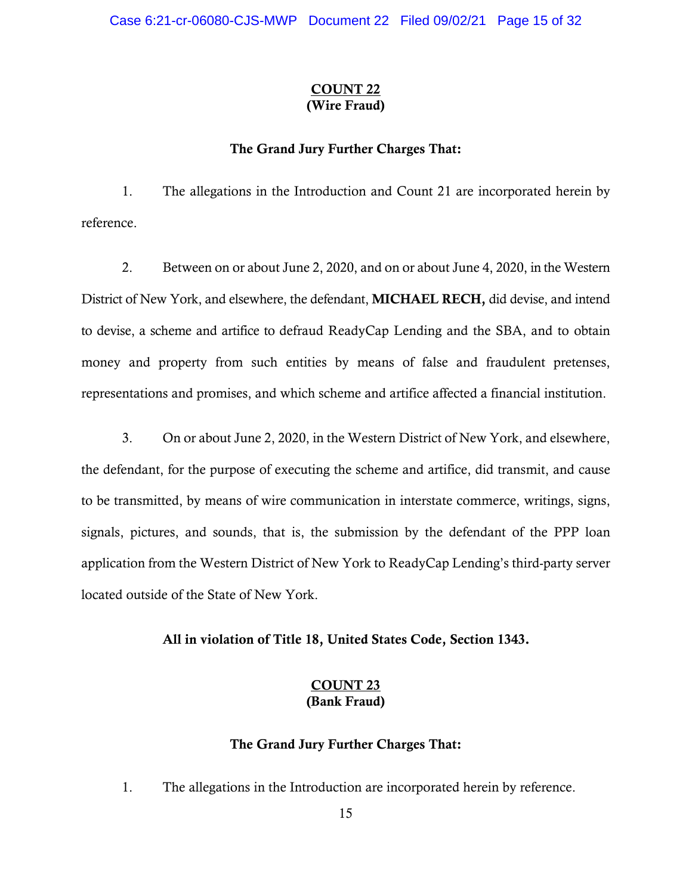**COUNT 22**
**(Wire Fraud)**

**The Grand Jury Further Charges That:**

1. The allegations in the Introduction and Count 21 are incorporated herein by reference.

2. Between on or about June 2, 2020, and on or about June 4, 2020, in the Western District of New York, and elsewhere, the defendant, **MICHAEL RECH,** did devise, and intend to devise, a scheme and artifice to defraud ReadyCap Lending and the SBA, and to obtain money and property from such entities by means of false and fraudulent pretenses, representations and promises, and which scheme and artifice affected a financial institution.

3. On or about June 2, 2020, in the Western District of New York, and elsewhere, the defendant, for the purpose of executing the scheme and artifice, did transmit, and cause to be transmitted, by means of wire communication in interstate commerce, writings, signs, signals, pictures, and sounds, that is, the submission by the defendant of the PPP loan application from the Western District of New York to ReadyCap Lending's third-party server located outside of the State of New York.

**All in violation of Title 18, United States Code, Section 1343.**

**COUNT 23**
**(Bank Fraud)**

**The Grand Jury Further Charges That:**

1. The allegations in the Introduction are incorporated herein by reference.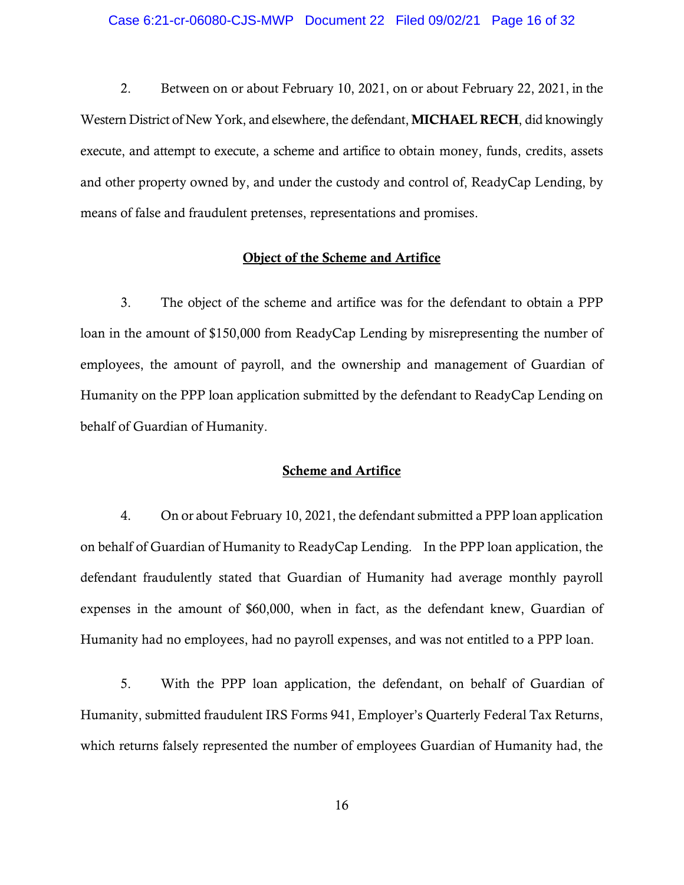2. Between on or about February 10, 2021, on or about February 22, 2021, in the Western District of New York, and elsewhere, the defendant, **MICHAEL RECH**, did knowingly execute, and attempt to execute, a scheme and artifice to obtain money, funds, credits, assets and other property owned by, and under the custody and control of, ReadyCap Lending, by means of false and fraudulent pretenses, representations and promises.

## Object of the Scheme and Artifice

3. The object of the scheme and artifice was for the defendant to obtain a PPP loan in the amount of $150,000 from ReadyCap Lending by misrepresenting the number of employees, the amount of payroll, and the ownership and management of Guardian of Humanity on the PPP loan application submitted by the defendant to ReadyCap Lending on behalf of Guardian of Humanity.

## Scheme and Artifice

4. On or about February 10, 2021, the defendant submitted a PPP loan application on behalf of Guardian of Humanity to ReadyCap Lending. In the PPP loan application, the defendant fraudulently stated that Guardian of Humanity had average monthly payroll expenses in the amount of $60,000, when in fact, as the defendant knew, Guardian of Humanity had no employees, had no payroll expenses, and was not entitled to a PPP loan.

5. With the PPP loan application, the defendant, on behalf of Guardian of Humanity, submitted fraudulent IRS Forms 941, Employer's Quarterly Federal Tax Returns, which returns falsely represented the number of employees Guardian of Humanity had, the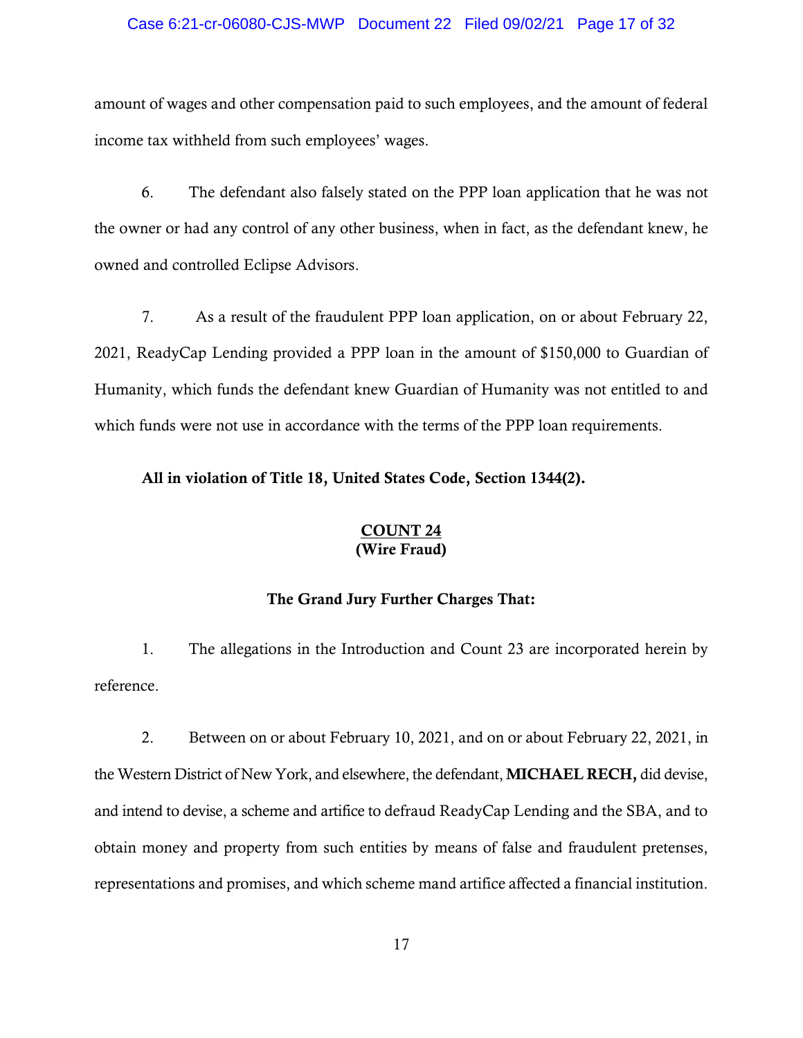amount of wages and other compensation paid to such employees, and the amount of federal income tax withheld from such employees' wages.

6. The defendant also falsely stated on the PPP loan application that he was not the owner or had any control of any other business, when in fact, as the defendant knew, he owned and controlled Eclipse Advisors.

7. As a result of the fraudulent PPP loan application, on or about February 22, 2021, ReadyCap Lending provided a PPP loan in the amount of $150,000 to Guardian of Humanity, which funds the defendant knew Guardian of Humanity was not entitled to and which funds were not use in accordance with the terms of the PPP loan requirements.

**All in violation of Title 18, United States Code, Section 1344(2).**

## COUNT 24
**(Wire Fraud)**

**The Grand Jury Further Charges That:**

1. The allegations in the Introduction and Count 23 are incorporated herein by reference.

2. Between on or about February 10, 2021, and on or about February 22, 2021, in the Western District of New York, and elsewhere, the defendant, **MICHAEL RECH,** did devise, and intend to devise, a scheme and artifice to defraud ReadyCap Lending and the SBA, and to obtain money and property from such entities by means of false and fraudulent pretenses, representations and promises, and which scheme mand artifice affected a financial institution.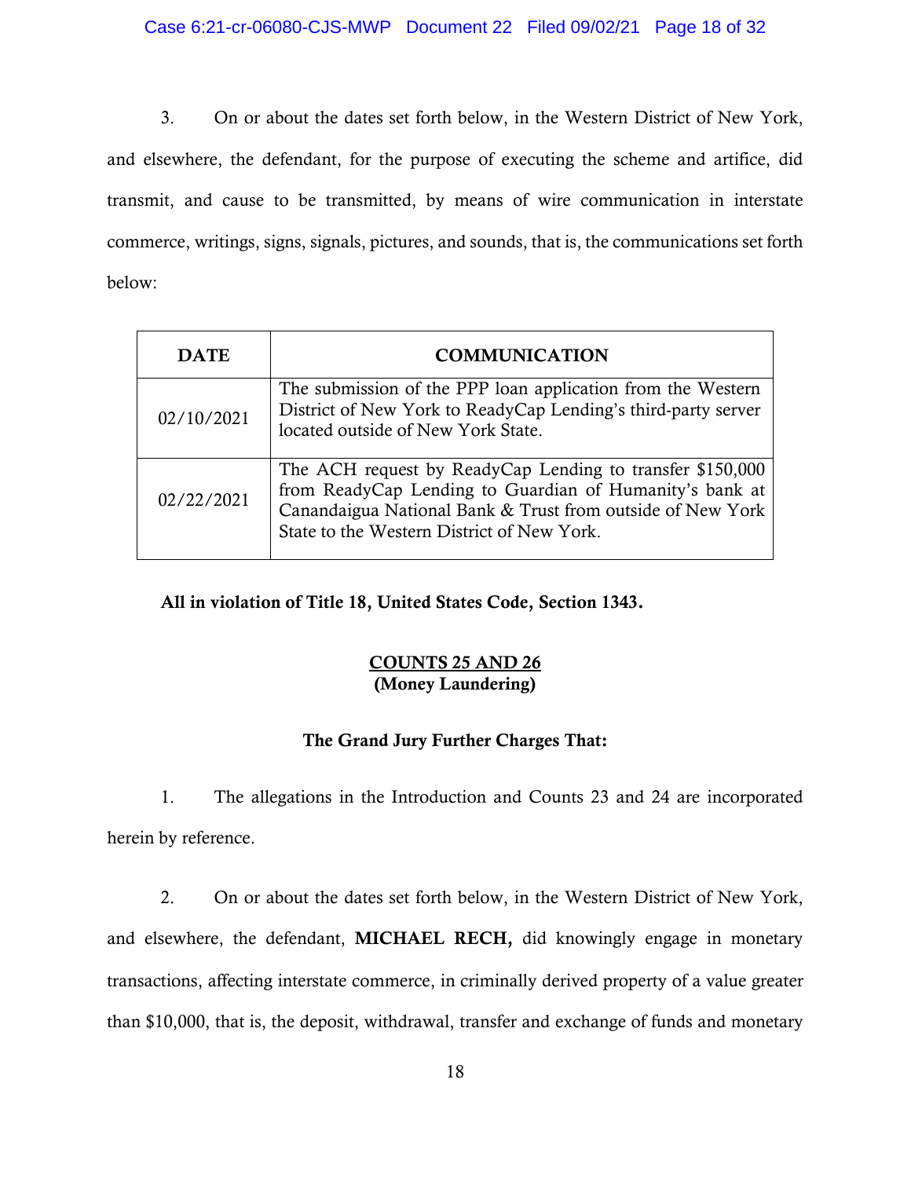3. On or about the dates set forth below, in the Western District of New York, and elsewhere, the defendant, for the purpose of executing the scheme and artifice, did transmit, and cause to be transmitted, by means of wire communication in interstate commerce, writings, signs, signals, pictures, and sounds, that is, the communications set forth below:

| DATE | COMMUNICATION |
| --- | --- |
| 02/10/2021 | The submission of the PPP loan application from the Western District of New York to ReadyCap Lending's third-party server located outside of New York State. |
| 02/22/2021 | The ACH request by ReadyCap Lending to transfer $150,000 from ReadyCap Lending to Guardian of Humanity's bank at Canandaigua National Bank & Trust from outside of New York State to the Western District of New York. |

**All in violation of Title 18, United States Code, Section 1343.**

**COUNTS 25 AND 26**
**(Money Laundering)**

**The Grand Jury Further Charges That:**

1. The allegations in the Introduction and Counts 23 and 24 are incorporated herein by reference.

2. On or about the dates set forth below, in the Western District of New York, and elsewhere, the defendant, **MICHAEL RECH,** did knowingly engage in monetary transactions, affecting interstate commerce, in criminally derived property of a value greater than $10,000, that is, the deposit, withdrawal, transfer and exchange of funds and monetary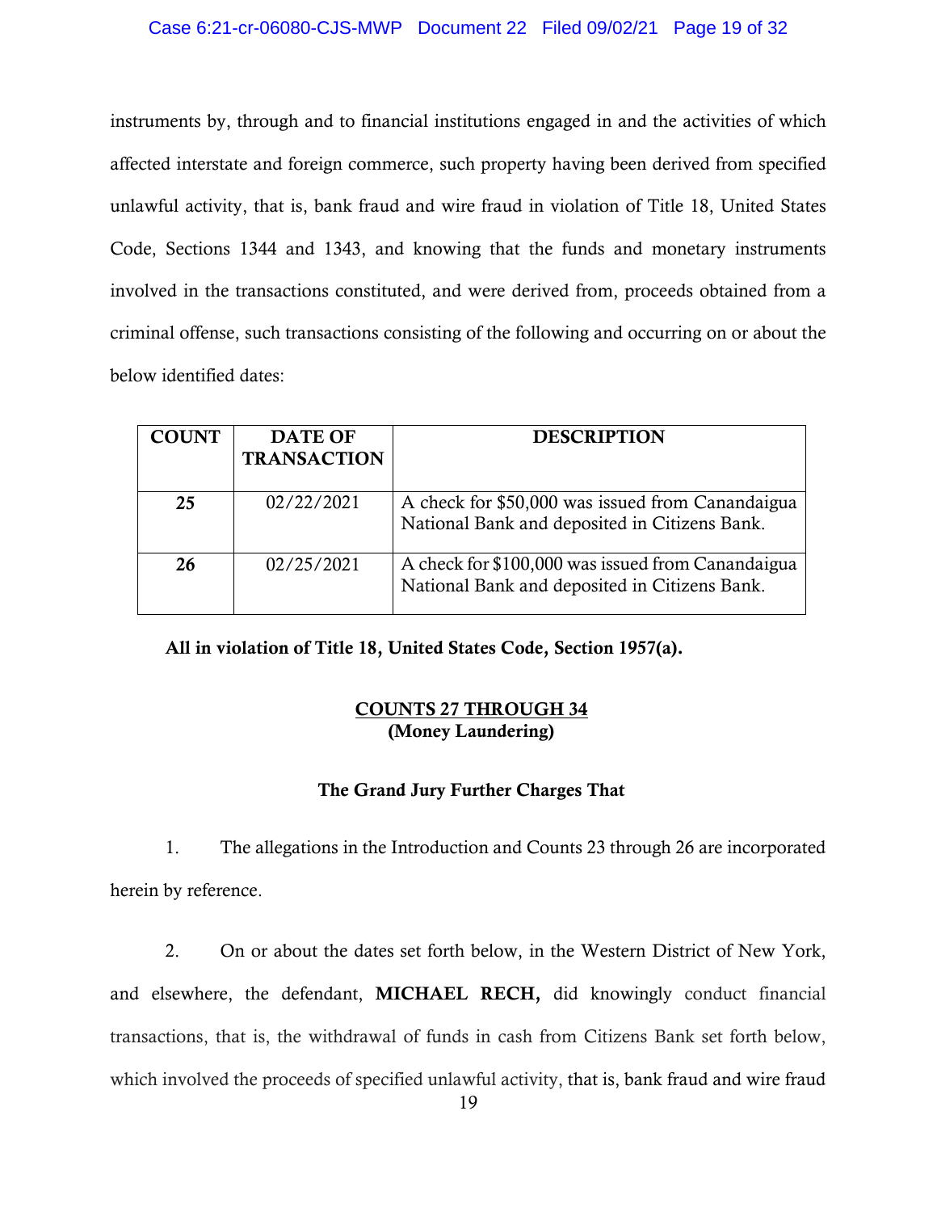instruments by, through and to financial institutions engaged in and the activities of which affected interstate and foreign commerce, such property having been derived from specified unlawful activity, that is, bank fraud and wire fraud in violation of Title 18, United States Code, Sections 1344 and 1343, and knowing that the funds and monetary instruments involved in the transactions constituted, and were derived from, proceeds obtained from a criminal offense, such transactions consisting of the following and occurring on or about the below identified dates:

| COUNT | DATE OF TRANSACTION | DESCRIPTION |
|---|---|---|
| **25** | 02/22/2021 | A check for $50,000 was issued from Canandaigua National Bank and deposited in Citizens Bank. |
| **26** | 02/25/2021 | A check for $100,000 was issued from Canandaigua National Bank and deposited in Citizens Bank. |

**All in violation of Title 18, United States Code, Section 1957(a).**

## COUNTS 27 THROUGH 34
**(Money Laundering)**

**The Grand Jury Further Charges That**

1. The allegations in the Introduction and Counts 23 through 26 are incorporated herein by reference.

2. On or about the dates set forth below, in the Western District of New York, and elsewhere, the defendant, **MICHAEL RECH,** did knowingly conduct financial transactions, that is, the withdrawal of funds in cash from Citizens Bank set forth below, which involved the proceeds of specified unlawful activity, that is, bank fraud and wire fraud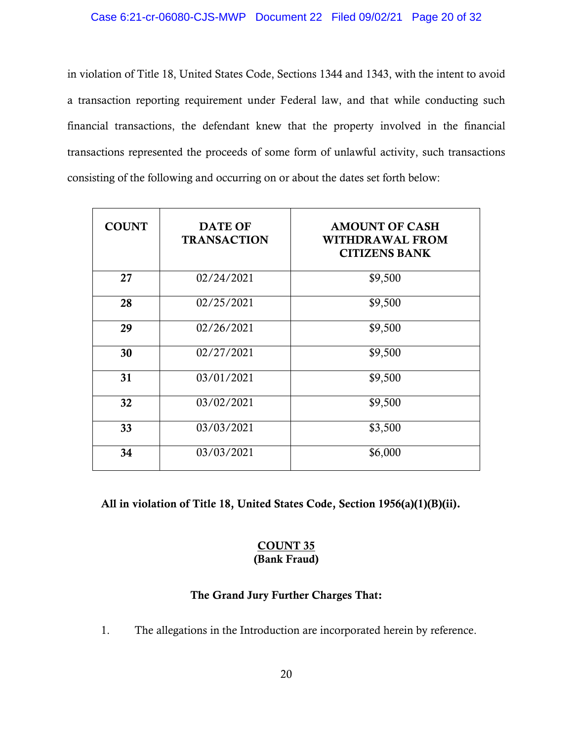in violation of Title 18, United States Code, Sections 1344 and 1343, with the intent to avoid a transaction reporting requirement under Federal law, and that while conducting such financial transactions, the defendant knew that the property involved in the financial transactions represented the proceeds of some form of unlawful activity, such transactions consisting of the following and occurring on or about the dates set forth below:

| COUNT | DATE OF TRANSACTION | AMOUNT OF CASH WITHDRAWAL FROM CITIZENS BANK |
|---|---|---|
| **27** | 02/24/2021 | $9,500 |
| **28** | 02/25/2021 | $9,500 |
| **29** | 02/26/2021 | $9,500 |
| **30** | 02/27/2021 | $9,500 |
| **31** | 03/01/2021 | $9,500 |
| **32** | 03/02/2021 | $9,500 |
| **33** | 03/03/2021 | $3,500 |
| **34** | 03/03/2021 | $6,000 |

**All in violation of Title 18, United States Code, Section 1956(a)(1)(B)(ii).**

## COUNT 35
**(Bank Fraud)**

**The Grand Jury Further Charges That:**

1. The allegations in the Introduction are incorporated herein by reference.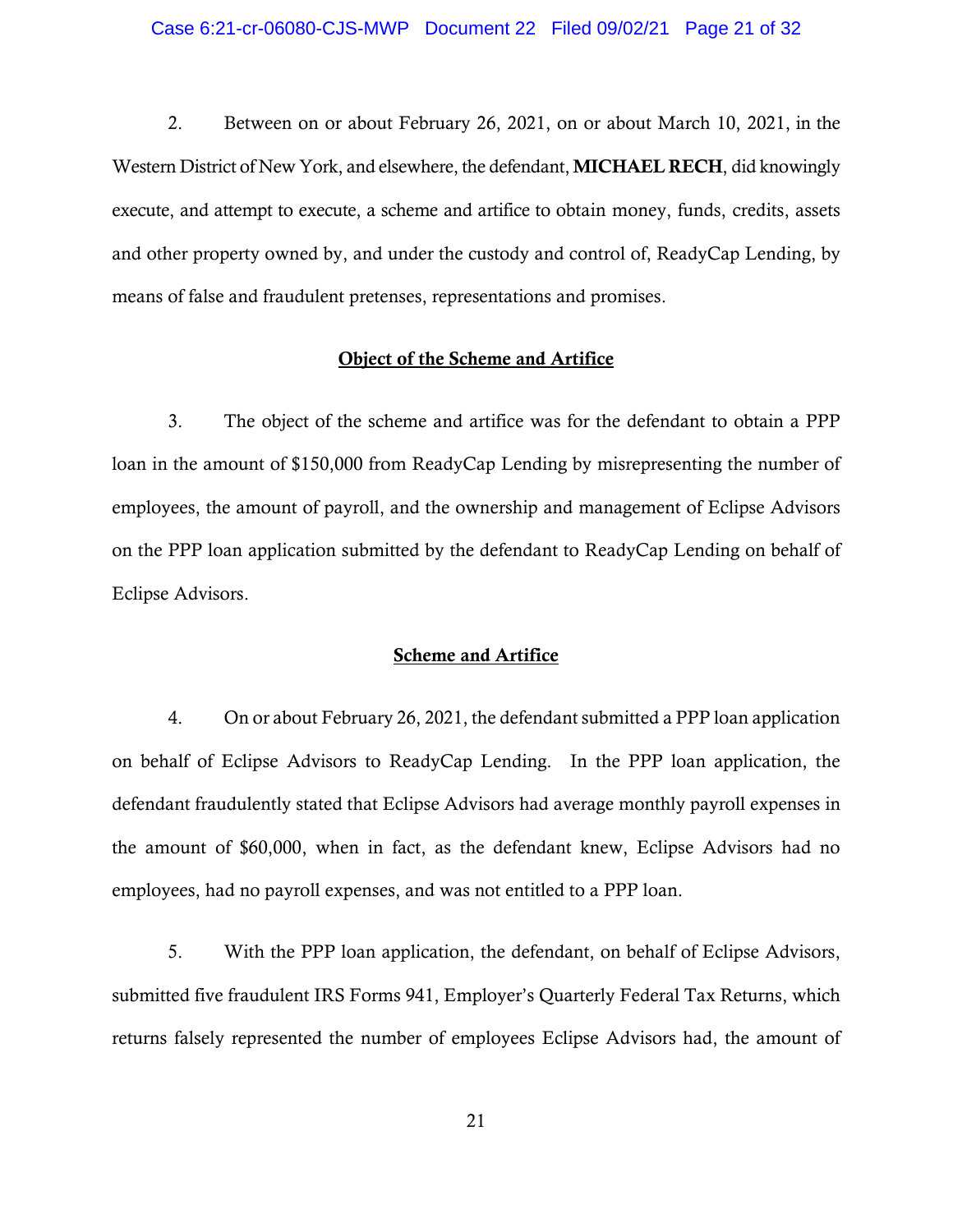2. Between on or about February 26, 2021, on or about March 10, 2021, in the Western District of New York, and elsewhere, the defendant, **MICHAEL RECH**, did knowingly execute, and attempt to execute, a scheme and artifice to obtain money, funds, credits, assets and other property owned by, and under the custody and control of, ReadyCap Lending, by means of false and fraudulent pretenses, representations and promises.

## Object of the Scheme and Artifice

3. The object of the scheme and artifice was for the defendant to obtain a PPP loan in the amount of $150,000 from ReadyCap Lending by misrepresenting the number of employees, the amount of payroll, and the ownership and management of Eclipse Advisors on the PPP loan application submitted by the defendant to ReadyCap Lending on behalf of Eclipse Advisors.

## Scheme and Artifice

4. On or about February 26, 2021, the defendant submitted a PPP loan application on behalf of Eclipse Advisors to ReadyCap Lending. In the PPP loan application, the defendant fraudulently stated that Eclipse Advisors had average monthly payroll expenses in the amount of $60,000, when in fact, as the defendant knew, Eclipse Advisors had no employees, had no payroll expenses, and was not entitled to a PPP loan.

5. With the PPP loan application, the defendant, on behalf of Eclipse Advisors, submitted five fraudulent IRS Forms 941, Employer's Quarterly Federal Tax Returns, which returns falsely represented the number of employees Eclipse Advisors had, the amount of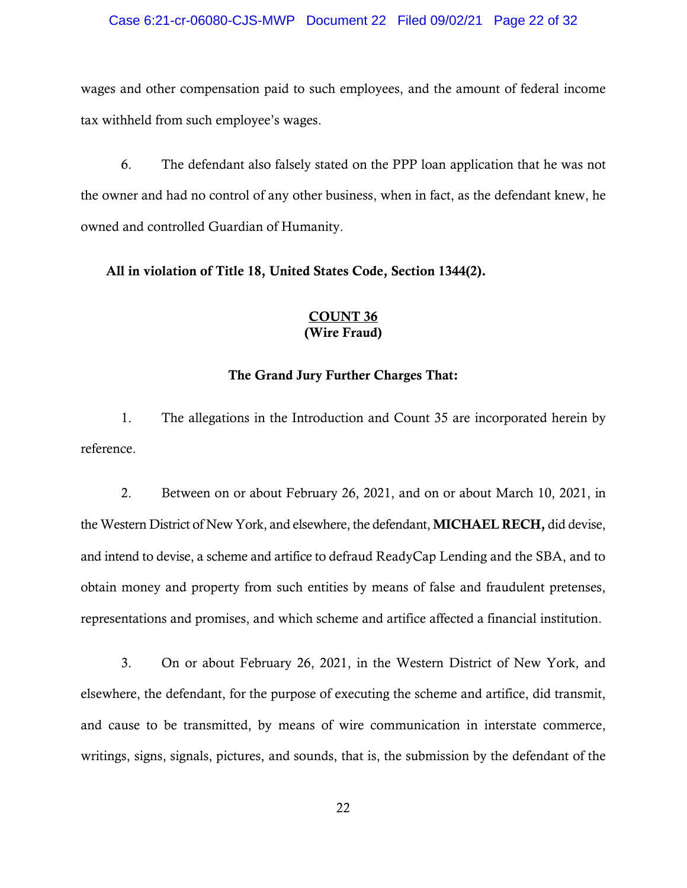wages and other compensation paid to such employees, and the amount of federal income tax withheld from such employee's wages.

6. The defendant also falsely stated on the PPP loan application that he was not the owner and had no control of any other business, when in fact, as the defendant knew, he owned and controlled Guardian of Humanity.

**All in violation of Title 18, United States Code, Section 1344(2).**

**COUNT 36**
**(Wire Fraud)**

**The Grand Jury Further Charges That:**

1. The allegations in the Introduction and Count 35 are incorporated herein by reference.

2. Between on or about February 26, 2021, and on or about March 10, 2021, in the Western District of New York, and elsewhere, the defendant, **MICHAEL RECH,** did devise, and intend to devise, a scheme and artifice to defraud ReadyCap Lending and the SBA, and to obtain money and property from such entities by means of false and fraudulent pretenses, representations and promises, and which scheme and artifice affected a financial institution.

3. On or about February 26, 2021, in the Western District of New York, and elsewhere, the defendant, for the purpose of executing the scheme and artifice, did transmit, and cause to be transmitted, by means of wire communication in interstate commerce, writings, signs, signals, pictures, and sounds, that is, the submission by the defendant of the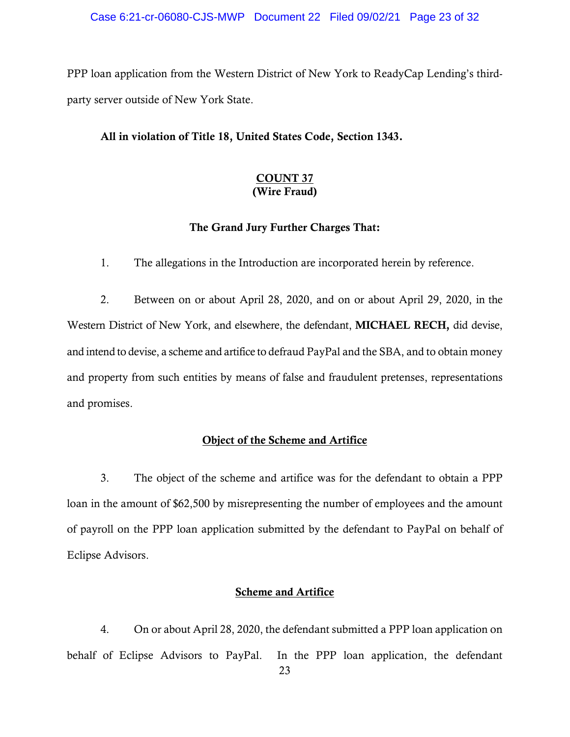PPP loan application from the Western District of New York to ReadyCap Lending's third-party server outside of New York State.

**All in violation of Title 18, United States Code, Section 1343.**

**COUNT 37**
**(Wire Fraud)**

**The Grand Jury Further Charges That:**

1. The allegations in the Introduction are incorporated herein by reference.

2. Between on or about April 28, 2020, and on or about April 29, 2020, in the Western District of New York, and elsewhere, the defendant, **MICHAEL RECH,** did devise, and intend to devise, a scheme and artifice to defraud PayPal and the SBA, and to obtain money and property from such entities by means of false and fraudulent pretenses, representations and promises.

**Object of the Scheme and Artifice**

3. The object of the scheme and artifice was for the defendant to obtain a PPP loan in the amount of $62,500 by misrepresenting the number of employees and the amount of payroll on the PPP loan application submitted by the defendant to PayPal on behalf of Eclipse Advisors.

**Scheme and Artifice**

4. On or about April 28, 2020, the defendant submitted a PPP loan application on behalf of Eclipse Advisors to PayPal. In the PPP loan application, the defendant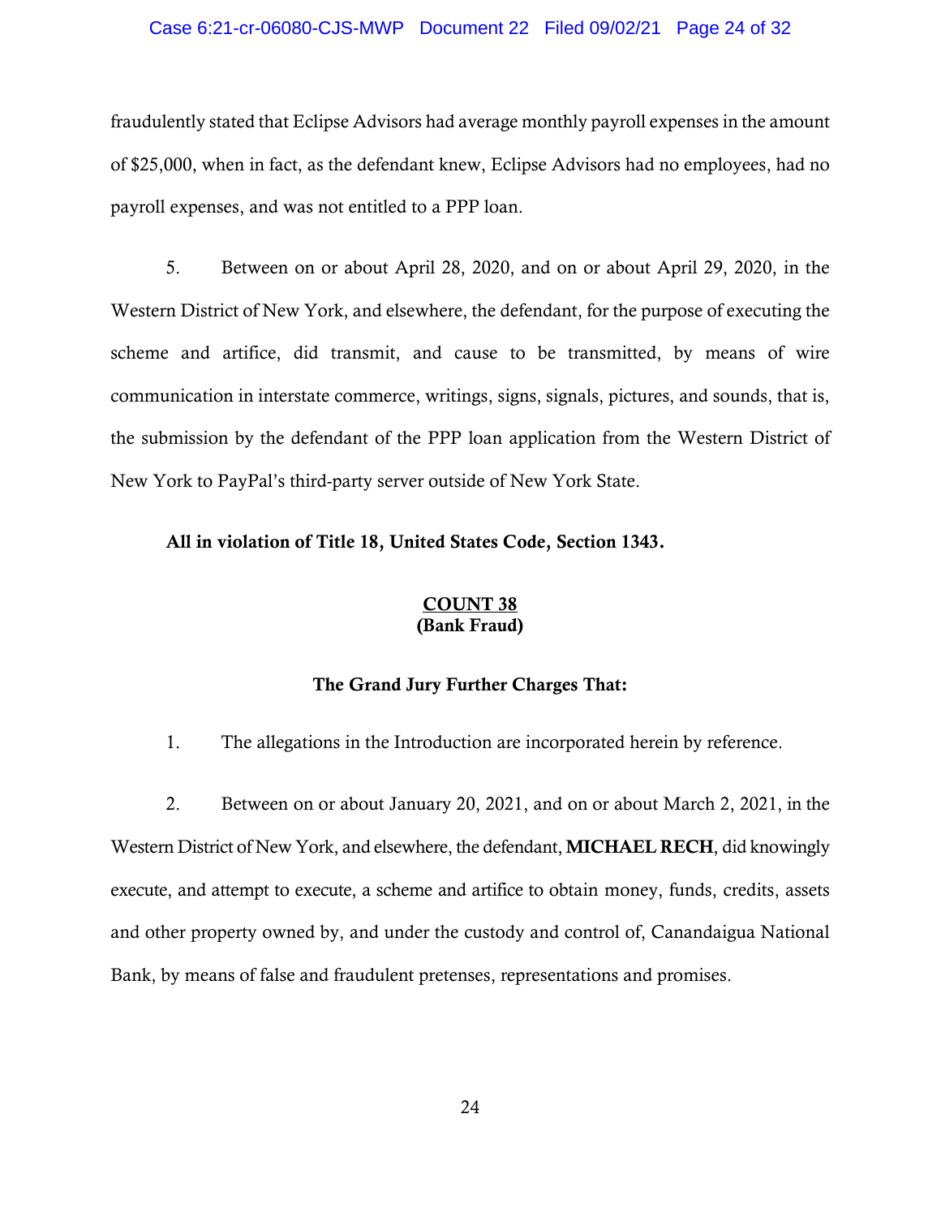fraudulently stated that Eclipse Advisors had average monthly payroll expenses in the amount of $25,000, when in fact, as the defendant knew, Eclipse Advisors had no employees, had no payroll expenses, and was not entitled to a PPP loan.

5. Between on or about April 28, 2020, and on or about April 29, 2020, in the Western District of New York, and elsewhere, the defendant, for the purpose of executing the scheme and artifice, did transmit, and cause to be transmitted, by means of wire communication in interstate commerce, writings, signs, signals, pictures, and sounds, that is, the submission by the defendant of the PPP loan application from the Western District of New York to PayPal's third-party server outside of New York State.

**All in violation of Title 18, United States Code, Section 1343.**

## COUNT 38
## (Bank Fraud)

**The Grand Jury Further Charges That:**

1. The allegations in the Introduction are incorporated herein by reference.

2. Between on or about January 20, 2021, and on or about March 2, 2021, in the Western District of New York, and elsewhere, the defendant, **MICHAEL RECH**, did knowingly execute, and attempt to execute, a scheme and artifice to obtain money, funds, credits, assets and other property owned by, and under the custody and control of, Canandaigua National Bank, by means of false and fraudulent pretenses, representations and promises.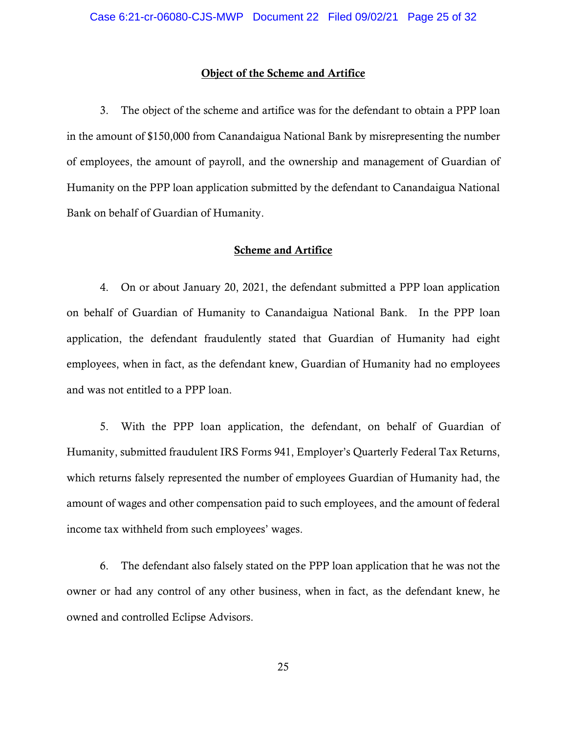**Object of the Scheme and Artifice**

3. The object of the scheme and artifice was for the defendant to obtain a PPP loan in the amount of $150,000 from Canandaigua National Bank by misrepresenting the number of employees, the amount of payroll, and the ownership and management of Guardian of Humanity on the PPP loan application submitted by the defendant to Canandaigua National Bank on behalf of Guardian of Humanity.

**Scheme and Artifice**

4. On or about January 20, 2021, the defendant submitted a PPP loan application on behalf of Guardian of Humanity to Canandaigua National Bank. In the PPP loan application, the defendant fraudulently stated that Guardian of Humanity had eight employees, when in fact, as the defendant knew, Guardian of Humanity had no employees and was not entitled to a PPP loan.

5. With the PPP loan application, the defendant, on behalf of Guardian of Humanity, submitted fraudulent IRS Forms 941, Employer's Quarterly Federal Tax Returns, which returns falsely represented the number of employees Guardian of Humanity had, the amount of wages and other compensation paid to such employees, and the amount of federal income tax withheld from such employees' wages.

6. The defendant also falsely stated on the PPP loan application that he was not the owner or had any control of any other business, when in fact, as the defendant knew, he owned and controlled Eclipse Advisors.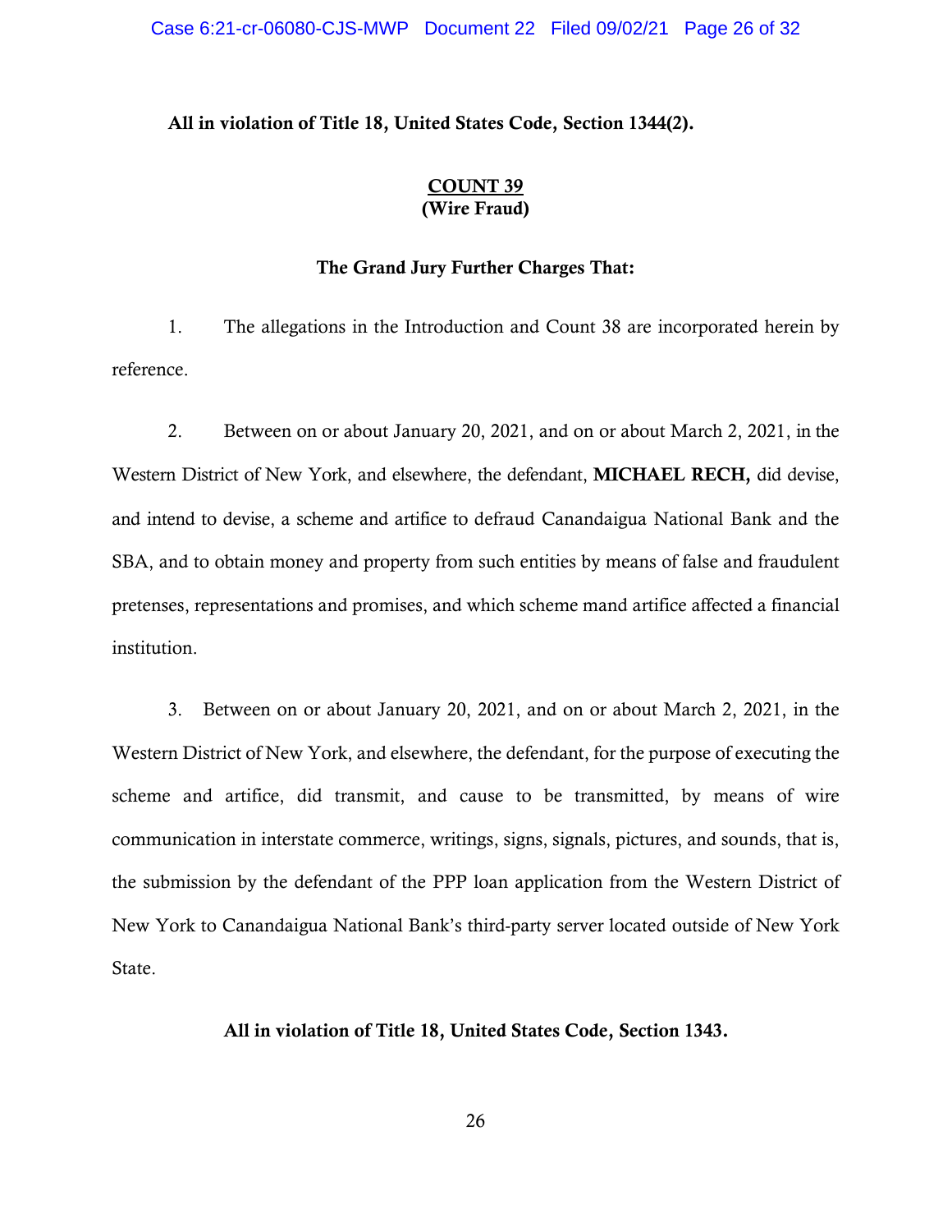**All in violation of Title 18, United States Code, Section 1344(2).**

**<u>COUNT 39</u>**
**(Wire Fraud)**

**The Grand Jury Further Charges That:**

1. The allegations in the Introduction and Count 38 are incorporated herein by reference.

2. Between on or about January 20, 2021, and on or about March 2, 2021, in the Western District of New York, and elsewhere, the defendant, **MICHAEL RECH,** did devise, and intend to devise, a scheme and artifice to defraud Canandaigua National Bank and the SBA, and to obtain money and property from such entities by means of false and fraudulent pretenses, representations and promises, and which scheme mand artifice affected a financial institution.

3. Between on or about January 20, 2021, and on or about March 2, 2021, in the Western District of New York, and elsewhere, the defendant, for the purpose of executing the scheme and artifice, did transmit, and cause to be transmitted, by means of wire communication in interstate commerce, writings, signs, signals, pictures, and sounds, that is, the submission by the defendant of the PPP loan application from the Western District of New York to Canandaigua National Bank's third-party server located outside of New York State.

**All in violation of Title 18, United States Code, Section 1343.**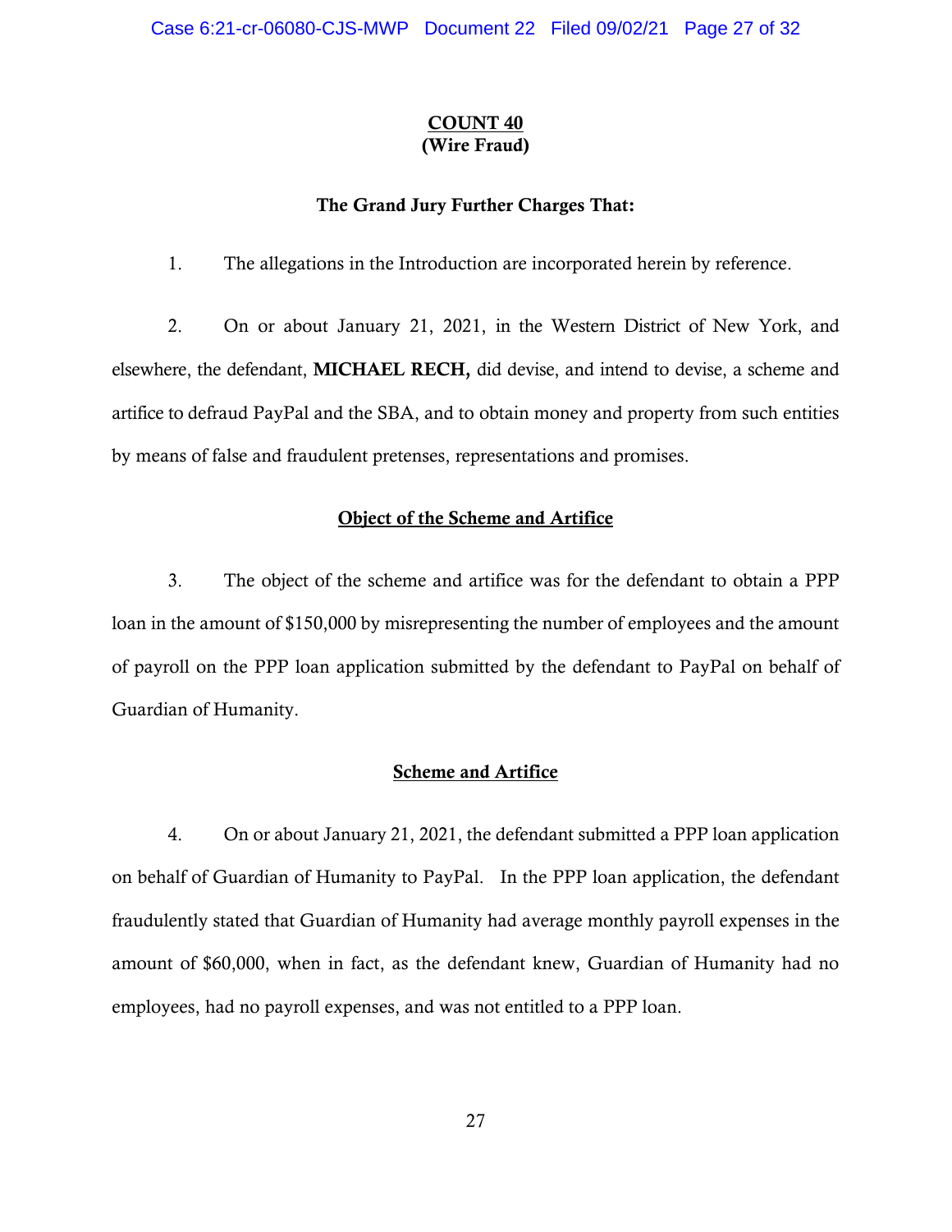# COUNT 40
## (Wire Fraud)

### The Grand Jury Further Charges That:

1. The allegations in the Introduction are incorporated herein by reference.

2. On or about January 21, 2021, in the Western District of New York, and elsewhere, the defendant, **MICHAEL RECH,** did devise, and intend to devise, a scheme and artifice to defraud PayPal and the SBA, and to obtain money and property from such entities by means of false and fraudulent pretenses, representations and promises.

### Object of the Scheme and Artifice

3. The object of the scheme and artifice was for the defendant to obtain a PPP loan in the amount of $150,000 by misrepresenting the number of employees and the amount of payroll on the PPP loan application submitted by the defendant to PayPal on behalf of Guardian of Humanity.

### Scheme and Artifice

4. On or about January 21, 2021, the defendant submitted a PPP loan application on behalf of Guardian of Humanity to PayPal. In the PPP loan application, the defendant fraudulently stated that Guardian of Humanity had average monthly payroll expenses in the amount of $60,000, when in fact, as the defendant knew, Guardian of Humanity had no employees, had no payroll expenses, and was not entitled to a PPP loan.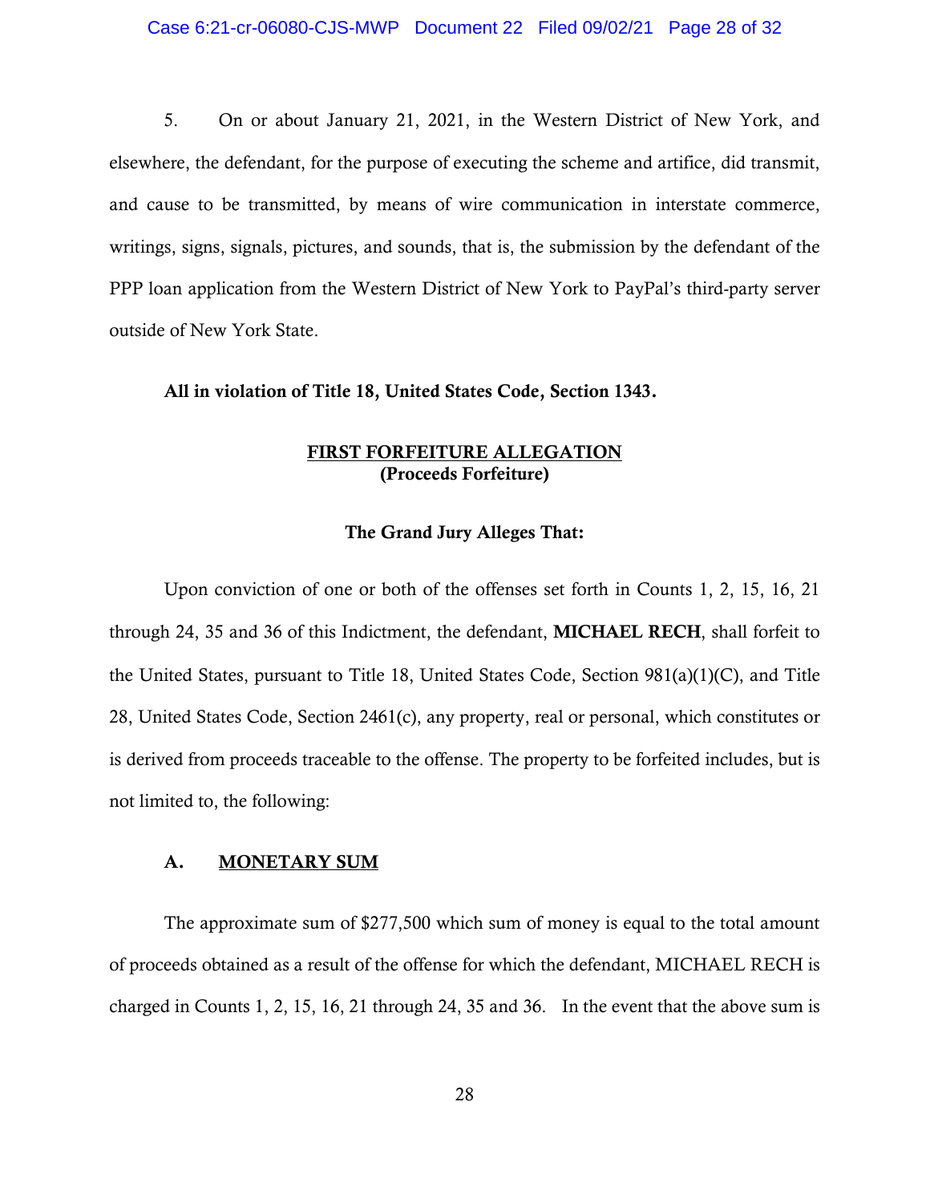5. On or about January 21, 2021, in the Western District of New York, and elsewhere, the defendant, for the purpose of executing the scheme and artifice, did transmit, and cause to be transmitted, by means of wire communication in interstate commerce, writings, signs, signals, pictures, and sounds, that is, the submission by the defendant of the PPP loan application from the Western District of New York to PayPal's third-party server outside of New York State.

**All in violation of Title 18, United States Code, Section 1343.**

**FIRST FORFEITURE ALLEGATION**
**(Proceeds Forfeiture)**

**The Grand Jury Alleges That:**

Upon conviction of one or both of the offenses set forth in Counts 1, 2, 15, 16, 21 through 24, 35 and 36 of this Indictment, the defendant, **MICHAEL RECH**, shall forfeit to the United States, pursuant to Title 18, United States Code, Section 981(a)(1)(C), and Title 28, United States Code, Section 2461(c), any property, real or personal, which constitutes or is derived from proceeds traceable to the offense. The property to be forfeited includes, but is not limited to, the following:

**A. MONETARY SUM**

The approximate sum of $277,500 which sum of money is equal to the total amount of proceeds obtained as a result of the offense for which the defendant, MICHAEL RECH is charged in Counts 1, 2, 15, 16, 21 through 24, 35 and 36. In the event that the above sum is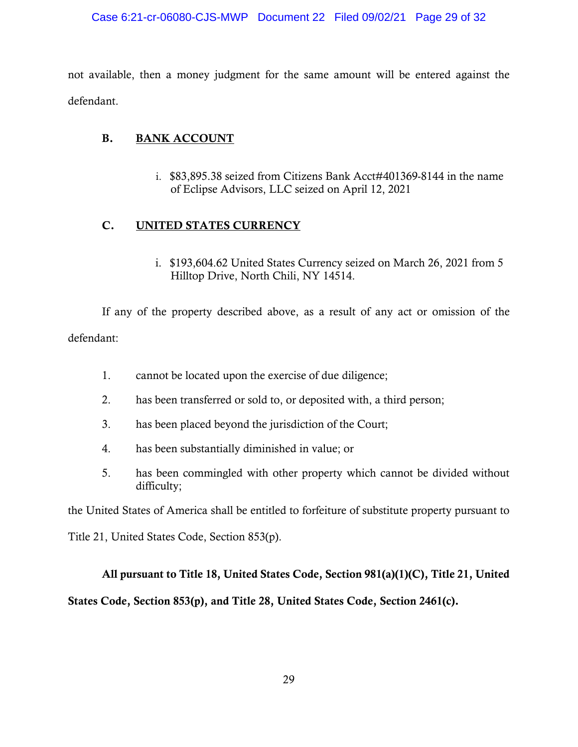not available, then a money judgment for the same amount will be entered against the defendant.

### B. BANK ACCOUNT

i. $83,895.38 seized from Citizens Bank Acct#401369-8144 in the name of Eclipse Advisors, LLC seized on April 12, 2021

### C. UNITED STATES CURRENCY

i. $193,604.62 United States Currency seized on March 26, 2021 from 5 Hilltop Drive, North Chili, NY 14514.

If any of the property described above, as a result of any act or omission of the defendant:

1. cannot be located upon the exercise of due diligence;
2. has been transferred or sold to, or deposited with, a third person;
3. has been placed beyond the jurisdiction of the Court;
4. has been substantially diminished in value; or
5. has been commingled with other property which cannot be divided without difficulty;

the United States of America shall be entitled to forfeiture of substitute property pursuant to Title 21, United States Code, Section 853(p).

**All pursuant to Title 18, United States Code, Section 981(a)(1)(C), Title 21, United States Code, Section 853(p), and Title 28, United States Code, Section 2461(c).**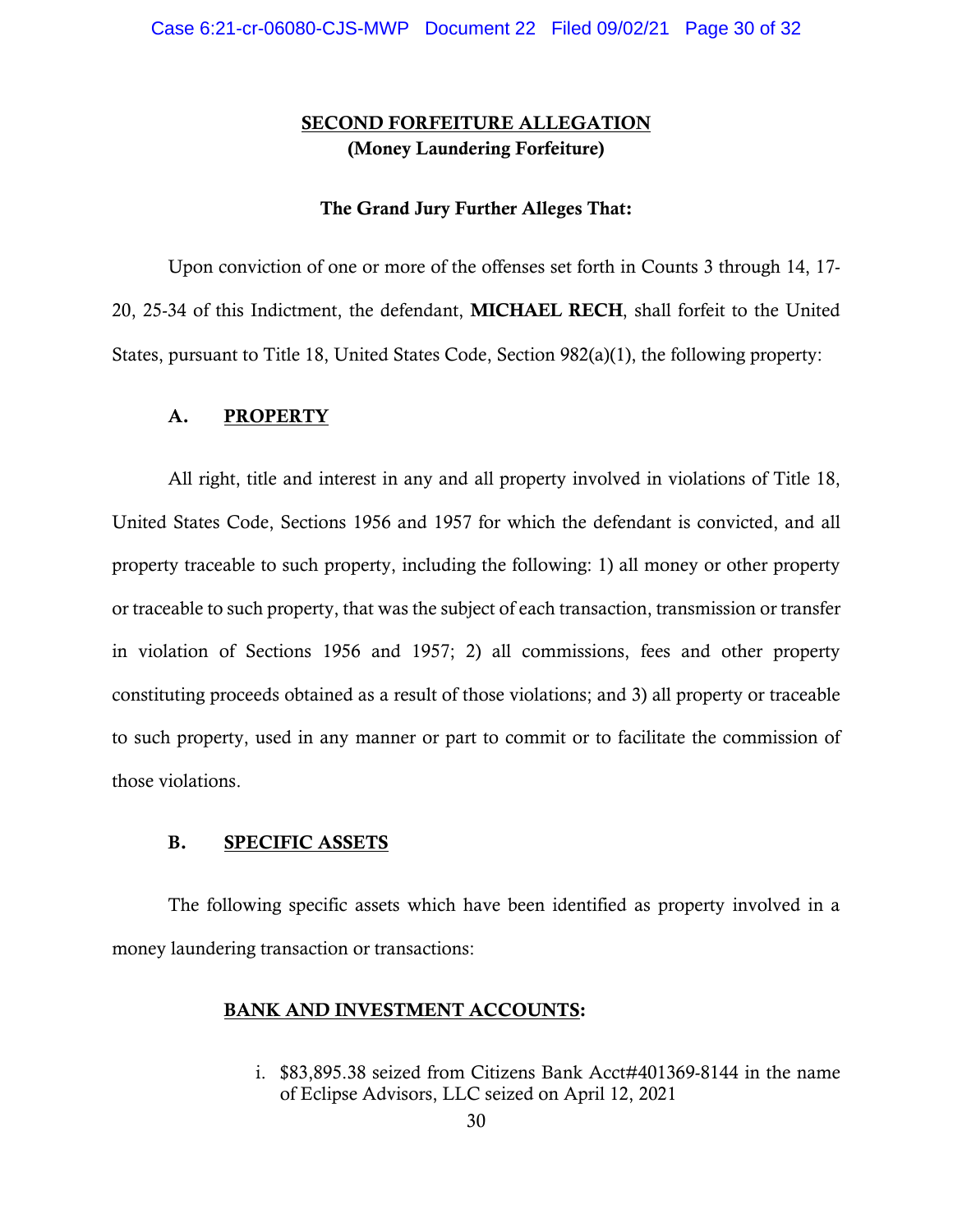## SECOND FORFEITURE ALLEGATION
### (Money Laundering Forfeiture)

**The Grand Jury Further Alleges That:**

Upon conviction of one or more of the offenses set forth in Counts 3 through 14, 17-20, 25-34 of this Indictment, the defendant, **MICHAEL RECH**, shall forfeit to the United States, pursuant to Title 18, United States Code, Section 982(a)(1), the following property:

### A. PROPERTY

All right, title and interest in any and all property involved in violations of Title 18, United States Code, Sections 1956 and 1957 for which the defendant is convicted, and all property traceable to such property, including the following: 1) all money or other property or traceable to such property, that was the subject of each transaction, transmission or transfer in violation of Sections 1956 and 1957; 2) all commissions, fees and other property constituting proceeds obtained as a result of those violations; and 3) all property or traceable to such property, used in any manner or part to commit or to facilitate the commission of those violations.

### B. SPECIFIC ASSETS

The following specific assets which have been identified as property involved in a money laundering transaction or transactions:

**BANK AND INVESTMENT ACCOUNTS:**

i. $83,895.38 seized from Citizens Bank Acct#401369-8144 in the name of Eclipse Advisors, LLC seized on April 12, 2021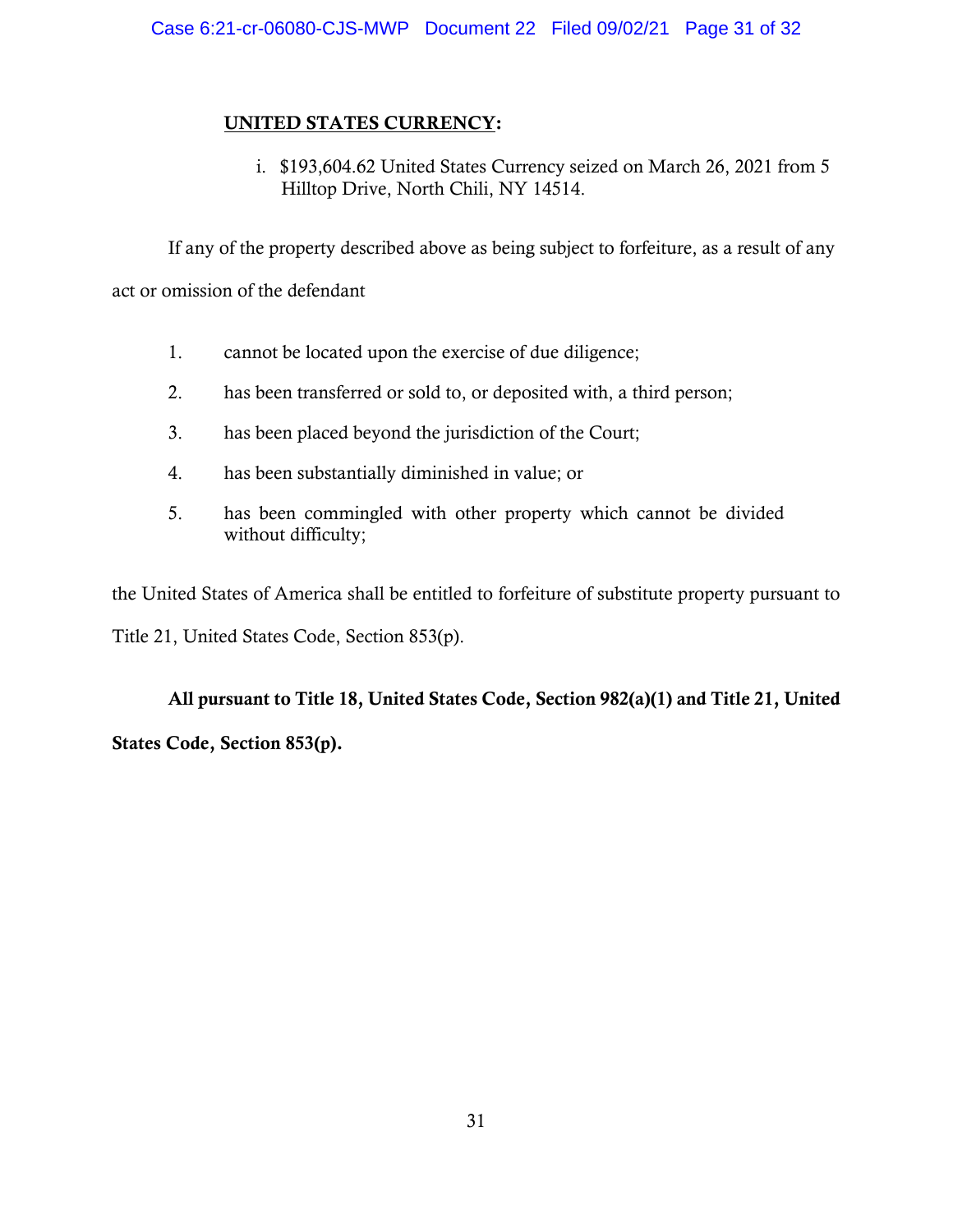**UNITED STATES CURRENCY:**

i. $193,604.62 United States Currency seized on March 26, 2021 from 5 Hilltop Drive, North Chili, NY 14514.

If any of the property described above as being subject to forfeiture, as a result of any act or omission of the defendant

1. cannot be located upon the exercise of due diligence;
2. has been transferred or sold to, or deposited with, a third person;
3. has been placed beyond the jurisdiction of the Court;
4. has been substantially diminished in value; or
5. has been commingled with other property which cannot be divided without difficulty;

the United States of America shall be entitled to forfeiture of substitute property pursuant to Title 21, United States Code, Section 853(p).

**All pursuant to Title 18, United States Code, Section 982(a)(1) and Title 21, United States Code, Section 853(p).**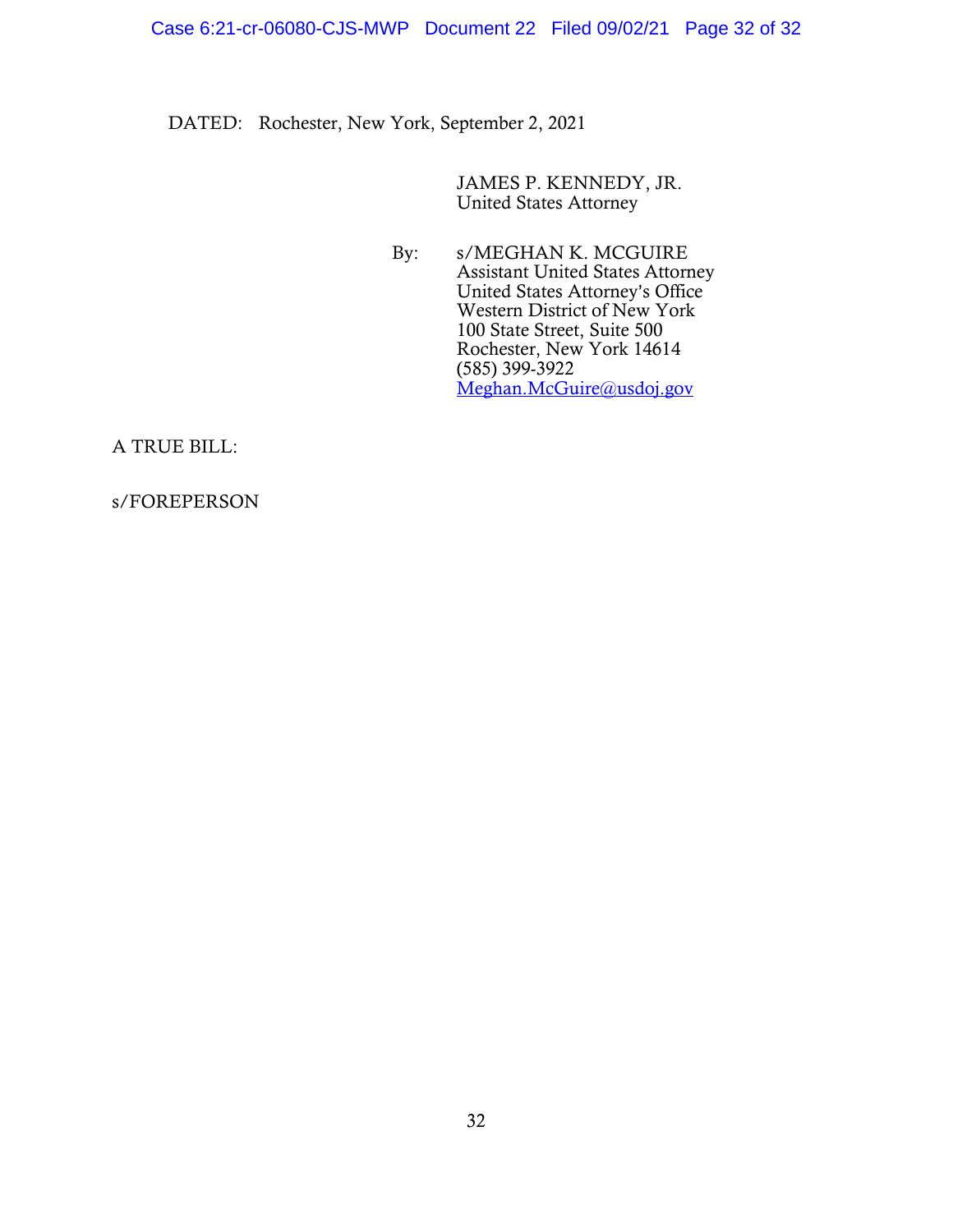DATED: Rochester, New York, September 2, 2021

JAMES P. KENNEDY, JR.
United States Attorney

By: s/MEGHAN K. MCGUIRE
Assistant United States Attorney
United States Attorney's Office
Western District of New York
100 State Street, Suite 500
Rochester, New York 14614
(585) 399-3922
Meghan.McGuire@usdoj.gov

A TRUE BILL:

s/FOREPERSON